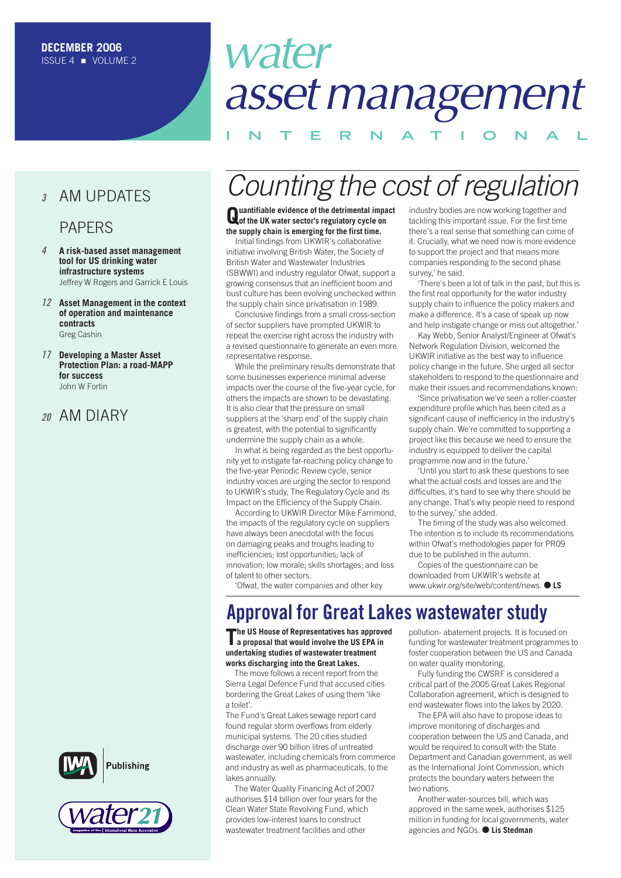DECEMBER 2006
ISSUE 4 ■ VOLUME 2

# water asset management INTERNATIONAL

3 AM UPDATES

PAPERS

4 **A risk-based asset management tool for US drinking water infrastructure systems**
Jeffrey W Rogers and Garrick E Louis

12 **Asset Management in the context of operation and maintenance contracts**
Greg Cashin

17 **Developing a Master Asset Protection Plan: a road-MAPP for success**
John W Fortin

20 AM DIARY

IWA Publishing

water21

# Counting the cost of regulation

**Quantifiable evidence of the detrimental impact of the UK water sector's regulatory cycle on the supply chain is emerging for the first time.**

Initial findings from UKWIR's collaborative initiative involving British Water, the Society of British Water and Wastewater Industries (SBWWI) and industry regulator Ofwat, support a growing consensus that an inefficient boom and bust culture has been evolving unchecked within the supply chain since privatisation in 1989.

Conclusive findings from a small cross-section of sector suppliers have prompted UKWIR to repeat the exercise right across the industry with a revised questionnaire to generate an even more representative response.

While the preliminary results demonstrate that some businesses experience minimal adverse impacts over the course of the five-year cycle, for others the impacts are shown to be devastating. It is also clear that the pressure on small suppliers at the 'sharp end' of the supply chain is greatest, with the potential to significantly undermine the supply chain as a whole.

In what is being regarded as the best opportunity yet to instigate far-reaching policy change to the five-year Periodic Review cycle, senior industry voices are urging the sector to respond to UKWIR's study, The Regulatory Cycle and its Impact on the Efficiency of the Supply Chain.

According to UKWIR Director Mike Farrimond, the impacts of the regulatory cycle on suppliers have always been anecdotal with the focus on damaging peaks and troughs leading to inefficiencies; lost opportunities; lack of innovation; low morale; skills shortages; and loss of talent to other sectors.

'Ofwat, the water companies and other key industry bodies are now working together and tackling this important issue. For the first time there's a real sense that something can come of it. Crucially, what we need now is more evidence to support the project and that means more companies responding to the second phase survey,' he said.

'There's been a lot of talk in the past, but this is the first real opportunity for the water industry supply chain to influence the policy makers and make a difference. It's a case of speak up now and help instigate change or miss out altogether.'

Kay Webb, Senior Analyst/Engineer at Ofwat's Network Regulation Division, welcomed the UKWIR initiative as the best way to influence policy change in the future. She urged all sector stakeholders to respond to the questionnaire and make their issues and recommendations known:

'Since privatisation we've seen a roller-coaster expenditure profile which has been cited as a significant cause of inefficiency in the industry's supply chain. We're committed to supporting a project like this because we need to ensure the industry is equipped to deliver the capital programme now and in the future.'

'Until you start to ask these questions to see what the actual costs and losses are and the difficulties, it's hard to see why there should be any change. That's why people need to respond to the survey,' she added.

The timing of the study was also welcomed. The intention is to include its recommendations within Ofwat's methodologies paper for PR09 due to be published in the autumn.

Copies of the questionnaire can be downloaded from UKWIR's website at www.ukwir.org/site/web/content/news. ● **LS**

# Approval for Great Lakes wastewater study

**The US House of Representatives has approved a proposal that would involve the US EPA in undertaking studies of wastewater treatment works discharging into the Great Lakes.**

The move follows a recent report from the Sierra Legal Defence Fund that accused cities bordering the Great Lakes of using them 'like a toilet'.

The Fund's Great Lakes sewage report card found regular storm overflows from elderly municipal systems. The 20 cities studied discharge over 90 billion litres of untreated wastewater, including chemicals from commerce and industry as well as pharmaceuticals, to the lakes annually.

The Water Quality Financing Act of 2007 authorises $14 billion over four years for the Clean Water State Revolving Fund, which provides low-interest loans to construct wastewater treatment facilities and other pollution- abatement projects. It is focused on funding for wastewater treatment programmes to foster cooperation between the US and Canada on water quality monitoring.

Fully funding the CWSRF is considered a critical part of the 2005 Great Lakes Regional Collaboration agreement, which is designed to end wastewater flows into the lakes by 2020.

The EPA will also have to propose ideas to improve monitoring of discharges and cooperation between the US and Canada, and would be required to consult with the State Department and Canadian government, as well as the International Joint Commission, which protects the boundary waters between the two nations.

Another water-sources bill, which was approved in the same week, authorises $125 million in funding for local governments, water agencies and NGOs. ● **Lis Stedman**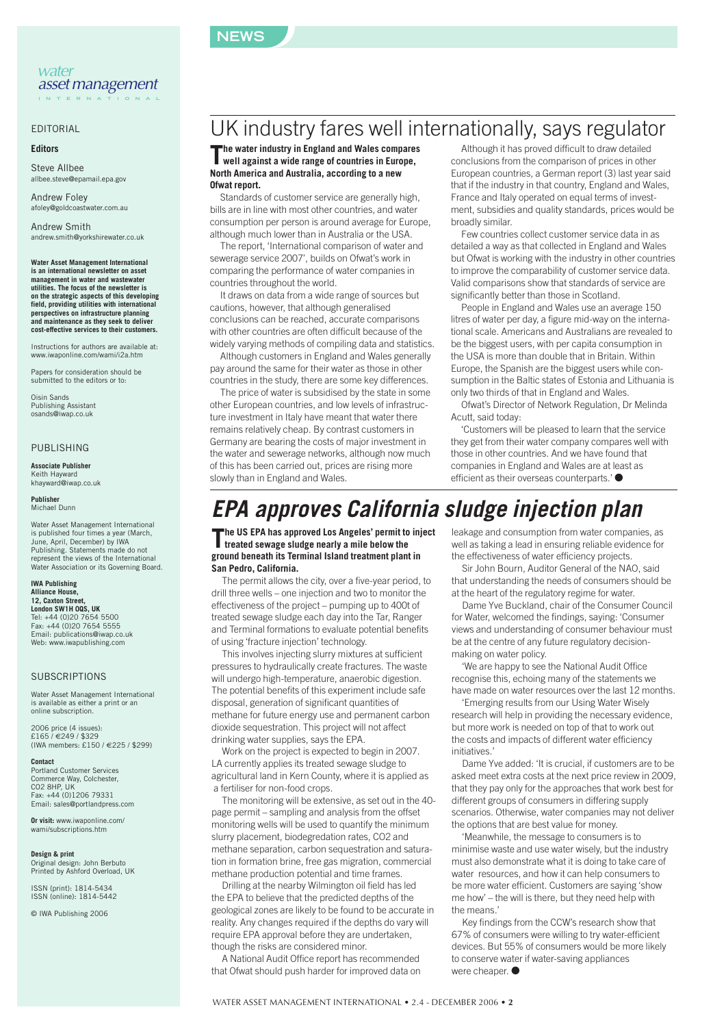NEWS

water asset management INTERNATIONAL

EDITORIAL

**Editors**

Steve Allbee
allbee.steve@epamail.epa.gov

Andrew Foley
afoley@goldcoastwater.com.au

Andrew Smith
andrew.smith@yorkshirewater.co.uk

**Water Asset Management International is an international newsletter on asset management in water and wastewater utilities. The focus of the newsletter is on the strategic aspects of this developing field, providing utilities with international perspectives on infrastructure planning and maintenance as they seek to deliver cost-effective services to their customers.**

Instructions for authors are available at: www.iwaponline.com/wami/i2a.htm

Papers for consideration should be submitted to the editors or to:

Oisin Sands
Publishing Assistant
osands@iwap.co.uk

PUBLISHING

**Associate Publisher**
Keith Hayward
khayward@iwap.co.uk

**Publisher**
Michael Dunn

Water Asset Management International is published four times a year (March, June, April, December) by IWA Publishing. Statements made do not represent the views of the International Water Association or its Governing Board.

**IWA Publishing**
**Alliance House,**
**12, Caxton Street,**
**London SW1H 0QS, UK**
Tel: +44 (0)20 7654 5500
Fax: +44 (0)20 7654 5555
Email: publications@iwap.co.uk
Web: www.iwapublishing.com

SUBSCRIPTIONS

Water Asset Management International is available as either a print or an online subscription.

2006 price (4 issues):
£165 / €249 / $329
(IWA members: £150 / €225 / $299)

**Contact**
Portland Customer Services
Commerce Way, Colchester,
CO2 8HP, UK
Fax: +44 (0)1206 79331
Email: sales@portlandpress.com

**Or visit:** www.iwaponline.com/wami/subscriptions.htm

**Design & print**
Original design: John Berbuto
Printed by Ashford Overload, UK

ISSN (print): 1814-5434
ISSN (online): 1814-5442

© IWA Publishing 2006

# UK industry fares well internationally, says regulator

**The water industry in England and Wales compares well against a wide range of countries in Europe, North America and Australia, according to a new Ofwat report.**

Standards of customer service are generally high, bills are in line with most other countries, and water consumption per person is around average for Europe, although much lower than in Australia or the USA.

The report, 'International comparison of water and sewerage service 2007', builds on Ofwat's work in comparing the performance of water companies in countries throughout the world.

It draws on data from a wide range of sources but cautions, however, that although generalised conclusions can be reached, accurate comparisons with other countries are often difficult because of the widely varying methods of compiling data and statistics.

Although customers in England and Wales generally pay around the same for their water as those in other countries in the study, there are some key differences.

The price of water is subsidised by the state in some other European countries, and low levels of infrastructure investment in Italy have meant that water there remains relatively cheap. By contrast customers in Germany are bearing the costs of major investment in the water and sewerage networks, although now much of this has been carried out, prices are rising more slowly than in England and Wales.

Although it has proved difficult to draw detailed conclusions from the comparison of prices in other European countries, a German report (3) last year said that if the industry in that country, England and Wales, France and Italy operated on equal terms of investment, subsidies and quality standards, prices would be broadly similar.

Few countries collect customer service data in as detailed a way as that collected in England and Wales but Ofwat is working with the industry in other countries to improve the comparability of customer service data. Valid comparisons show that standards of service are significantly better than those in Scotland.

People in England and Wales use an average 150 litres of water per day, a figure mid-way on the international scale. Americans and Australians are revealed to be the biggest users, with per capita consumption in the USA is more than double that in Britain. Within Europe, the Spanish are the biggest users while consumption in the Baltic states of Estonia and Lithuania is only two thirds of that in England and Wales.

Ofwat's Director of Network Regulation, Dr Melinda Acutt, said today:

'Customers will be pleased to learn that the service they get from their water company compares well with those in other countries. And we have found that companies in England and Wales are at least as efficient as their overseas counterparts.' ●

# *EPA approves California sludge injection plan*

**The US EPA has approved Los Angeles' permit to inject treated sewage sludge nearly a mile below the ground beneath its Terminal Island treatment plant in San Pedro, California.**

The permit allows the city, over a five-year period, to drill three wells – one injection and two to monitor the effectiveness of the project – pumping up to 400t of treated sewage sludge each day into the Tar, Ranger and Terminal formations to evaluate potential benefits of using 'fracture injection' technology.

This involves injecting slurry mixtures at sufficient pressures to hydraulically create fractures. The waste will undergo high-temperature, anaerobic digestion. The potential benefits of this experiment include safe disposal, generation of significant quantities of methane for future energy use and permanent carbon dioxide sequestration. This project will not affect drinking water supplies, says the EPA.

Work on the project is expected to begin in 2007. LA currently applies its treated sewage sludge to agricultural land in Kern County, where it is applied as a fertiliser for non-food crops.

The monitoring will be extensive, as set out in the 40-page permit – sampling and analysis from the offset monitoring wells will be used to quantify the minimum slurry placement, biodegredation rates, CO2 and methane separation, carbon sequestration and saturation in formation brine, free gas migration, commercial methane production potential and time frames.

Drilling at the nearby Wilmington oil field has led the EPA to believe that the predicted depths of the geological zones are likely to be found to be accurate in reality. Any changes required if the depths do vary will require EPA approval before they are undertaken, though the risks are considered minor.

A National Audit Office report has recommended that Ofwat should push harder for improved data on leakage and consumption from water companies, as well as taking a lead in ensuring reliable evidence for the effectiveness of water efficiency projects.

Sir John Bourn, Auditor General of the NAO, said that understanding the needs of consumers should be at the heart of the regulatory regime for water.

Dame Yve Buckland, chair of the Consumer Council for Water, welcomed the findings, saying: 'Consumer views and understanding of consumer behaviour must be at the centre of any future regulatory decision-making on water policy.

'We are happy to see the National Audit Office recognise this, echoing many of the statements we have made on water resources over the last 12 months.

'Emerging results from our Using Water Wisely research will help in providing the necessary evidence, but more work is needed on top of that to work out the costs and impacts of different water efficiency initiatives.'

Dame Yve added: 'It is crucial, if customers are to be asked meet extra costs at the next price review in 2009, that they pay only for the approaches that work best for different groups of consumers in differing supply scenarios. Otherwise, water companies may not deliver the options that are best value for money.

'Meanwhile, the message to consumers is to minimise waste and use water wisely, but the industry must also demonstrate what it is doing to take care of water resources, and how it can help consumers to be more water efficient. Customers are saying 'show me how' – the will is there, but they need help with the means.'

Key findings from the CCW's research show that 67% of consumers were willing to try water-efficient devices. But 55% of consumers would be more likely to conserve water if water-saving appliances were cheaper. ●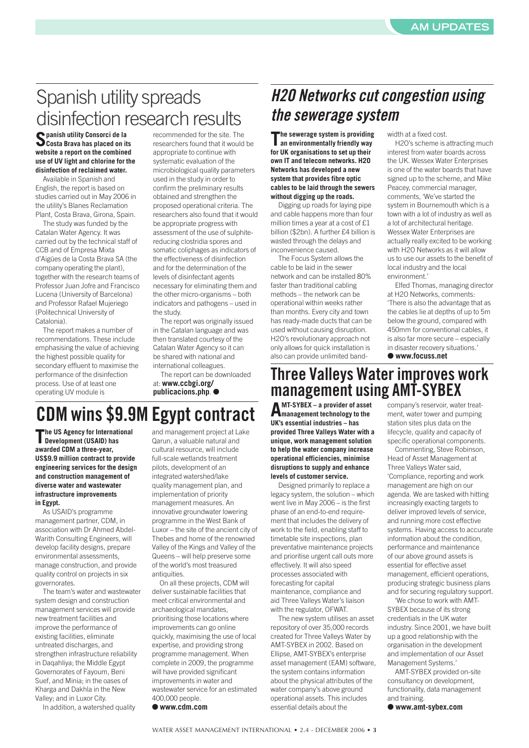# Spanish utility spreads disinfection research results

**Spanish utility Consorci de la Costa Brava has placed on its website a report on the combined use of UV light and chlorine for the disinfection of reclaimed water.**

Available in Spanish and English, the report is based on studies carried out in May 2006 in the utility's Blanes Reclamation Plant, Costa Brava, Girona, Spain.

The study was funded by the Catalan Water Agency. It was carried out by the technical staff of CCB and of Empresa Mixta d'Aigües de la Costa Brava SA (the company operating the plant), together with the research teams of Professor Juan Jofre and Francisco Lucena (University of Barcelona) and Professor Rafael Mujeriego (Politechnical University of Catalonia).

The report makes a number of recommendations. These include emphasising the value of achieving the highest possible quality for secondary effluent to maximise the performance of the disinfection process. Use of at least one operating UV module is recommended for the site. The researchers found that it would be appropriate to continue with systematic evaluation of the microbiological quality parameters used in the study in order to confirm the preliminary results obtained and strengthen the proposed operational criteria. The researchers also found that it would be appropriate progress with assessment of the use of sulphite-reducing clostridia spores and somatic coliphages as indicators of the effectiveness of disinfection and for the determination of the levels of disinfectant agents necessary for eliminating them and the other micro-organisms – both indicators and pathogens – used in the study.

The report was originally issued in the Catalan language and was then translated courtesy of the Catalan Water Agency so it can be shared with national and international colleagues.

The report can be downloaded at: **www.ccbgi.org/publicacions.php**. ●

# CDM wins $9.9M Egypt contract

**The US Agency for International Development (USAID) has awarded CDM a three-year, US$9.9 million contract to provide engineering services for the design and construction management of diverse water and wastewater infrastructure improvements in Egypt.**

As USAID's programme management partner, CDM, in association with Dr Ahmed Abdel-Warith Consulting Engineers, will develop facility designs, prepare environmental assessments, manage construction, and provide quality control on projects in six governorates.

The team's water and wastewater system design and construction management services will provide new treatment facilities and improve the performance of existing facilities, eliminate untreated discharges, and strengthen infrastructure reliability in Daqahliya; the Middle Egypt Governorates of Fayoum, Beni Suef, and Minia; in the oases of Kharga and Dakhla in the New Valley; and in Luxor City.

In addition, a watershed quality and management project at Lake Qarun, a valuable natural and cultural resource, will include full-scale wetlands treatment pilots, development of an integrated watershed/lake quality management plan, and implementation of priority management measures. An innovative groundwater lowering programme in the West Bank of Luxor – the site of the ancient city of Thebes and home of the renowned Valley of the Kings and Valley of the Queens – will help preserve some of the world's most treasured antiquities.

On all these projects, CDM will deliver sustainable facilities that meet critical environmental and archaeological mandates, prioritising those locations where improvements can go online quickly, maximising the use of local expertise, and providing strong programme management. When complete in 2009, the programme will have provided significant improvements in water and wastewater service for an estimated 400,000 people.

● **www.cdm.com**

# *H2O Networks cut congestion using the sewerage system*

**The sewerage system is providing an environmentally friendly way for UK organisations to set up their own IT and telecom networks. H2O Networks has developed a new system that provides fibre optic cables to be laid through the sewers without digging up the roads.**

Digging up roads for laying pipe and cable happens more than four million times a year at a cost of £1 billion ($2bn). A further £4 billion is wasted through the delays and inconvenience caused.

The Focus System allows the cable to be laid in the sewer network and can be installed 80% faster than traditional cabling methods – the network can be operational within weeks rather than months. Every city and town has ready-made ducts that can be used without causing disruption. H2O's revolutionary approach not only allows for quick installation is also can provide unlimited band-width at a fixed cost.

H2O's scheme is attracting much interest from water boards across the UK. Wessex Water Enterprises is one of the water boards that have signed up to the scheme, and Mike Peacey, commercial manager, comments, 'We've started the system in Bournemouth which is a town with a lot of industry as well as a lot of architectural heritage. Wessex Water Enterprises are actually really excited to be working with H2O Networks as it will allow us to use our assets to the benefit of local industry and the local environment.'

Elfed Thomas, managing director at H2O Networks, comments: 'There is also the advantage that as the cables lie at depths of up to 5m below the ground, compared with 450mm for conventional cables, it is also far more secure – especially in disaster recovery situations.'

● **www.focuss.net**

# Three Valleys Water improves work management using AMT-SYBEX

**AMT-SYBEX – a provider of asset management technology to the UK's essential industries – has provided Three Valleys Water with a unique, work management solution to help the water company increase operational efficiencies, minimise disruptions to supply and enhance levels of customer service.**

Designed primarily to replace a legacy system, the solution – which went live in May 2006 – is the first phase of an end-to-end requirement that includes the delivery of work to the field, enabling staff to timetable site inspections, plan preventative maintenance projects and prioritise urgent call outs more effectively. It will also speed processes associated with forecasting for capital maintenance, compliance and aid Three Valleys Water's liaison with the regulator, OFWAT.

The new system utilises an asset repository of over 35,000 records created for Three Valleys Water by AMT-SYBEX in 2002. Based on Ellipse, AMT-SYBEX's enterprise asset management (EAM) software, the system contains information about the physical attributes of the water company's above ground operational assets. This includes essential details about the company's reservoir, water treatment, water tower and pumping station sites plus data on the lifecycle, quality and capacity of specific operational components.

Commenting, Steve Robinson, Head of Asset Management at Three Valleys Water said, 'Compliance, reporting and work management are high on our agenda. We are tasked with hitting increasingly exacting targets to deliver improved levels of service, and running more cost effective systems. Having access to accurate information about the condition, performance and maintenance of our above ground assets is essential for effective asset management, efficient operations, producing strategic business plans and for securing regulatory support.

'We chose to work with AMT-SYBEX because of its strong credentials in the UK water industry. Since 2001, we have built up a good relationship with the organisation in the development and implementation of our Asset Management Systems.'

AMT-SYBEX provided on-site consultancy on development, functionality, data management and training.

● **www.amt-sybex.com**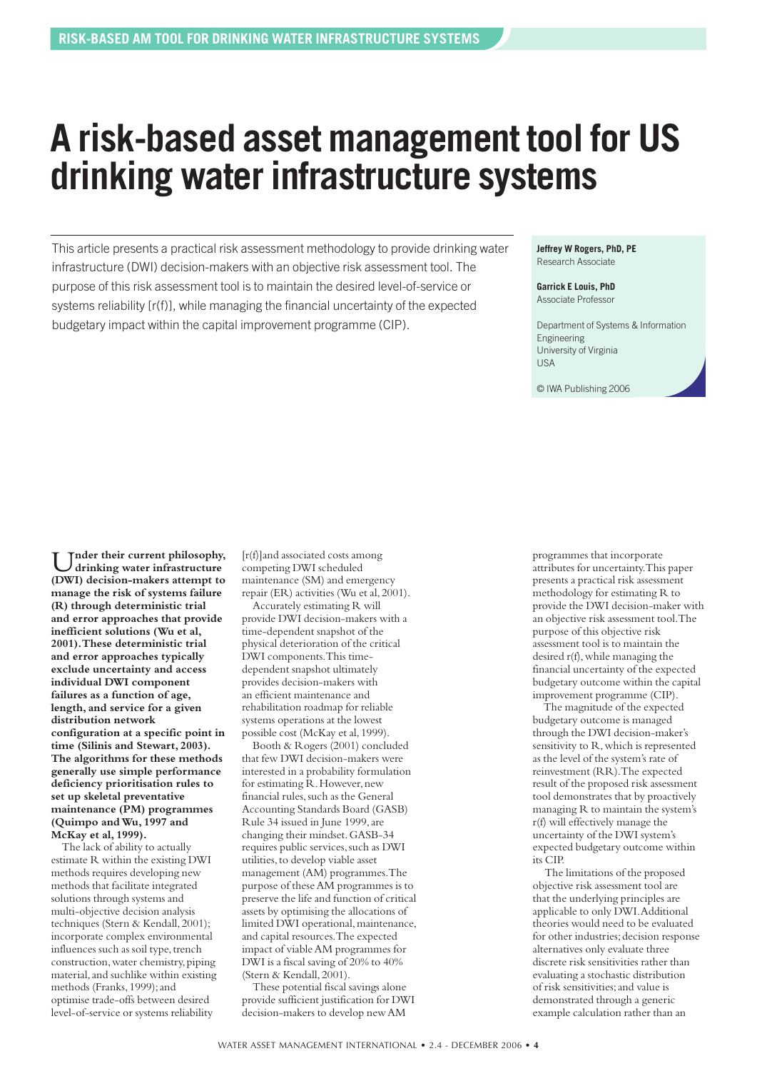# A risk-based asset management tool for US drinking water infrastructure systems

This article presents a practical risk assessment methodology to provide drinking water infrastructure (DWI) decision-makers with an objective risk assessment tool. The purpose of this risk assessment tool is to maintain the desired level-of-service or systems reliability [r(f)], while managing the financial uncertainty of the expected budgetary impact within the capital improvement programme (CIP).

**Jeffrey W Rogers, PhD, PE**
Research Associate

**Garrick E Louis, PhD**
Associate Professor

Department of Systems & Information Engineering
University of Virginia
USA

© IWA Publishing 2006

**Under their current philosophy, drinking water infrastructure (DWI) decision-makers attempt to manage the risk of systems failure (R) through deterministic trial and error approaches that provide inefficient solutions (Wu et al, 2001). These deterministic trial and error approaches typically exclude uncertainty and access individual DWI component failures as a function of age, length, and service for a given distribution network configuration at a specific point in time (Silinis and Stewart, 2003). The algorithms for these methods generally use simple performance deficiency prioritisation rules to set up skeletal preventative maintenance (PM) programmes (Quimpo and Wu, 1997 and McKay et al, 1999).**

The lack of ability to actually estimate R within the existing DWI methods requires developing new methods that facilitate integrated solutions through systems and multi-objective decision analysis techniques (Stern & Kendall, 2001); incorporate complex environmental influences such as soil type, trench construction, water chemistry, piping material, and suchlike within existing methods (Franks, 1999); and optimise trade-offs between desired level-of-service or systems reliability [r(f)]and associated costs among competing DWI scheduled maintenance (SM) and emergency repair (ER) activities (Wu et al, 2001).

Accurately estimating R will provide DWI decision-makers with a time-dependent snapshot of the physical deterioration of the critical DWI components. This time-dependent snapshot ultimately provides decision-makers with an efficient maintenance and rehabilitation roadmap for reliable systems operations at the lowest possible cost (McKay et al, 1999).

Booth & Rogers (2001) concluded that few DWI decision-makers were interested in a probability formulation for estimating R. However, new financial rules, such as the General Accounting Standards Board (GASB) Rule 34 issued in June 1999, are changing their mindset. GASB-34 requires public services, such as DWI utilities, to develop viable asset management (AM) programmes. The purpose of these AM programmes is to preserve the life and function of critical assets by optimising the allocations of limited DWI operational, maintenance, and capital resources. The expected impact of viable AM programmes for DWI is a fiscal saving of 20% to 40% (Stern & Kendall, 2001).

These potential fiscal savings alone provide sufficient justification for DWI decision-makers to develop new AM programmes that incorporate attributes for uncertainty. This paper presents a practical risk assessment methodology for estimating R to provide the DWI decision-maker with an objective risk assessment tool. The purpose of this objective risk assessment tool is to maintain the desired r(f), while managing the financial uncertainty of the expected budgetary outcome within the capital improvement programme (CIP).

The magnitude of the expected budgetary outcome is managed through the DWI decision-maker's sensitivity to R, which is represented as the level of the system's rate of reinvestment (RR). The expected result of the proposed risk assessment tool demonstrates that by proactively managing R to maintain the system's r(f) will effectively manage the uncertainty of the DWI system's expected budgetary outcome within its CIP.

The limitations of the proposed objective risk assessment tool are that the underlying principles are applicable to only DWI. Additional theories would need to be evaluated for other industries; decision response alternatives only evaluate three discrete risk sensitivities rather than evaluating a stochastic distribution of risk sensitivities; and value is demonstrated through a generic example calculation rather than an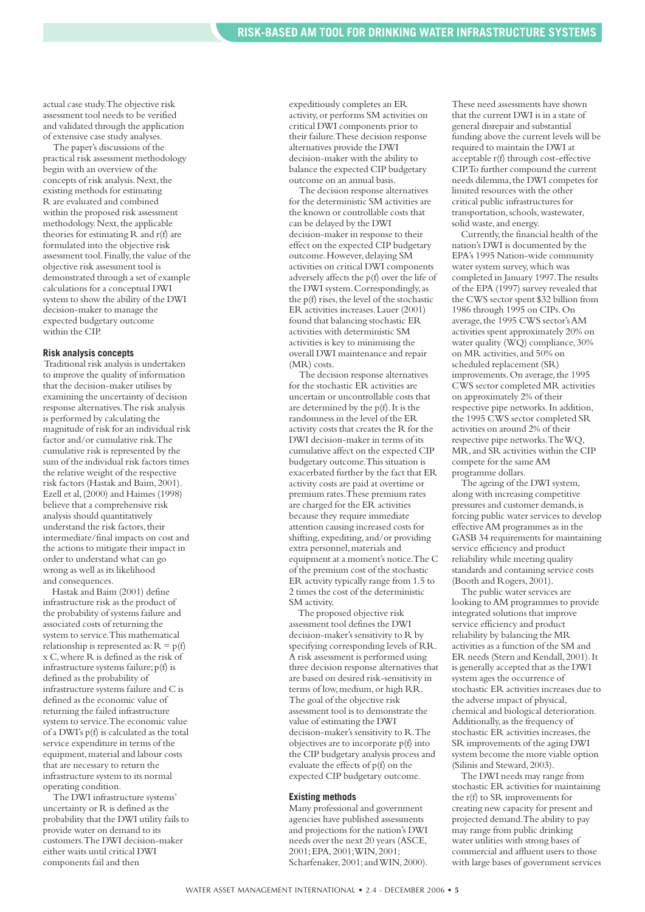actual case study. The objective risk assessment tool needs to be verified and validated through the application of extensive case study analyses.

The paper's discussions of the practical risk assessment methodology begin with an overview of the concepts of risk analysis. Next, the existing methods for estimating R are evaluated and combined within the proposed risk assessment methodology. Next, the applicable theories for estimating R and r(f) are formulated into the objective risk assessment tool. Finally, the value of the objective risk assessment tool is demonstrated through a set of example calculations for a conceptual DWI system to show the ability of the DWI decision-maker to manage the expected budgetary outcome within the CIP.

### Risk analysis concepts

Traditional risk analysis is undertaken to improve the quality of information that the decision-maker utilises by examining the uncertainty of decision response alternatives. The risk analysis is performed by calculating the magnitude of risk for an individual risk factor and/or cumulative risk. The cumulative risk is represented by the sum of the individual risk factors times the relative weight of the respective risk factors (Hastak and Baim, 2001). Ezell et al, (2000) and Haimes (1998) believe that a comprehensive risk analysis should quantitatively understand the risk factors, their intermediate/final impacts on cost and the actions to mitigate their impact in order to understand what can go wrong as well as its likelihood and consequences.

Hastak and Baim (2001) define infrastructure risk as the product of the probability of systems failure and associated costs of returning the system to service. This mathematical relationship is represented as: $R = p(f) \times C$, where R is defined as the risk of infrastructure systems failure; p(f) is defined as the probability of infrastructure systems failure and C is defined as the economic value of returning the failed infrastructure system to service. The economic value of a DWI's p(f) is calculated as the total service expenditure in terms of the equipment, material and labour costs that are necessary to return the infrastructure system to its normal operating condition.

The DWI infrastructure systems' uncertainty or R is defined as the probability that the DWI utility fails to provide water on demand to its customers. The DWI decision-maker either waits until critical DWI components fail and then expeditiously completes an ER activity, or performs SM activities on critical DWI components prior to their failure. These decision response alternatives provide the DWI decision-maker with the ability to balance the expected CIP budgetary outcome on an annual basis.

The decision response alternatives for the deterministic SM activities are the known or controllable costs that can be delayed by the DWI decision-maker in response to their effect on the expected CIP budgetary outcome. However, delaying SM activities on critical DWI components adversely affects the p(f) over the life of the DWI system. Correspondingly, as the p(f) rises, the level of the stochastic ER activities increases. Lauer (2001) found that balancing stochastic ER activities with deterministic SM activities is key to minimising the overall DWI maintenance and repair (MR) costs.

The decision response alternatives for the stochastic ER activities are uncertain or uncontrollable costs that are determined by the p(f). It is the randomness in the level of the ER activity costs that creates the R for the DWI decision-maker in terms of its cumulative affect on the expected CIP budgetary outcome. This situation is exacerbated further by the fact that ER activity costs are paid at overtime or premium rates. These premium rates are charged for the ER activities because they require immediate attention causing increased costs for shifting, expediting, and/or providing extra personnel, materials and equipment at a moment's notice. The C of the premium cost of the stochastic ER activity typically range from 1.5 to 2 times the cost of the deterministic SM activity.

The proposed objective risk assessment tool defines the DWI decision-maker's sensitivity to R by specifying corresponding levels of RR. A risk assessment is performed using three decision response alternatives that are based on desired risk-sensitivity in terms of low, medium, or high RR. The goal of the objective risk assessment tool is to demonstrate the value of estimating the DWI decision-maker's sensitivity to R. The objectives are to incorporate p(f) into the CIP budgetary analysis process and evaluate the effects of p(f) on the expected CIP budgetary outcome.

### Existing methods

Many professional and government agencies have published assessments and projections for the nation's DWI needs over the next 20 years (ASCE, 2001; EPA, 2001; WIN, 2001; Scharfenaker, 2001; and WIN, 2000). These need assessments have shown that the current DWI is in a state of general disrepair and substantial funding above the current levels will be required to maintain the DWI at acceptable r(f) through cost-effective CIP. To further compound the current needs dilemma, the DWI competes for limited resources with the other critical public infrastructures for transportation, schools, wastewater, solid waste, and energy.

Currently, the financial health of the nation's DWI is documented by the EPA's 1995 Nation-wide community water system survey, which was completed in January 1997. The results of the EPA (1997) survey revealed that the CWS sector spent \$32 billion from 1986 through 1995 on CIPs. On average, the 1995 CWS sector's AM activities spent approximately 20% on water quality (WQ) compliance, 30% on MR activities, and 50% on scheduled replacement (SR) improvements. On average, the 1995 CWS sector completed MR activities on approximately 2% of their respective pipe networks. In addition, the 1995 CWS sector completed SR activities on around 2% of their respective pipe networks. The WQ, MR, and SR activities within the CIP compete for the same AM programme dollars.

The ageing of the DWI system, along with increasing competitive pressures and customer demands, is forcing public water services to develop effective AM programmes as in the GASB 34 requirements for maintaining service efficiency and product reliability while meeting quality standards and containing service costs (Booth and Rogers, 2001).

The public water services are looking to AM programmes to provide integrated solutions that improve service efficiency and product reliability by balancing the MR activities as a function of the SM and ER needs (Stern and Kendall, 2001). It is generally accepted that as the DWI system ages the occurrence of stochastic ER activities increases due to the adverse impact of physical, chemical and biological deterioration. Additionally, as the frequency of stochastic ER activities increases, the SR improvements of the aging DWI system become the more viable option (Silinis and Steward, 2003).

The DWI needs may range from stochastic ER activities for maintaining the r(f) to SR improvements for creating new capacity for present and projected demand. The ability to pay may range from public drinking water utilities with strong bases of commercial and affluent users to those with large bases of government services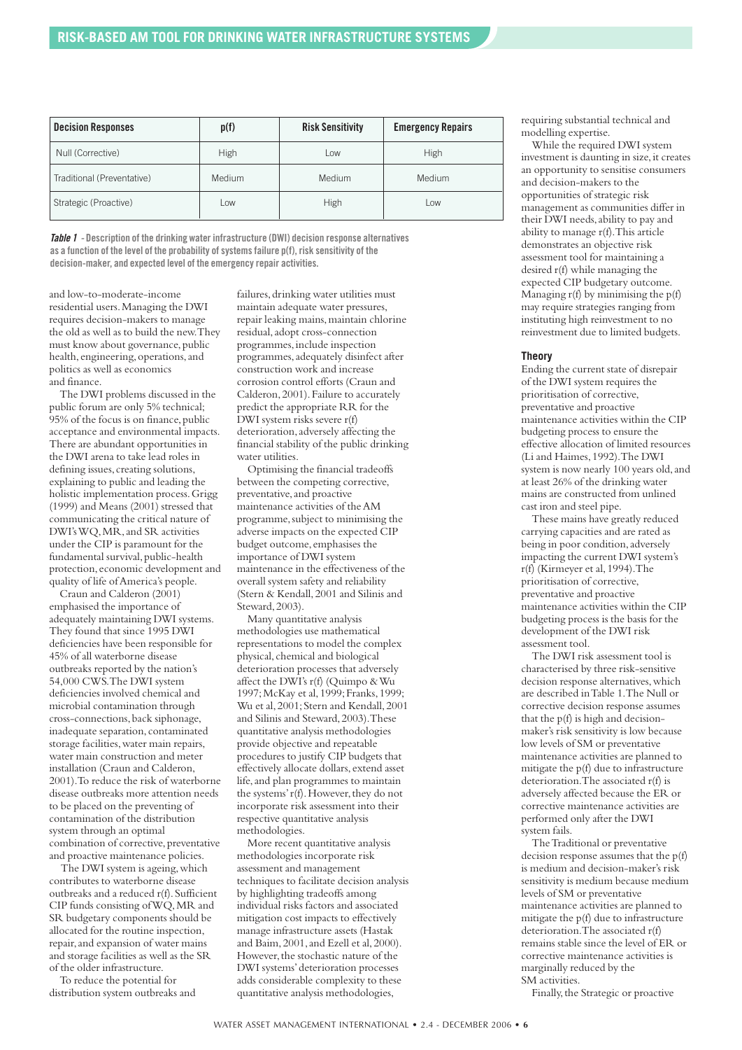| Decision Responses | p(f) | Risk Sensitivity | Emergency Repairs |
|---|---|---|---|
| Null (Corrective) | High | Low | High |
| Traditional (Preventative) | Medium | Medium | Medium |
| Strategic (Proactive) | Low | High | Low |

***Table 1*** **- Description of the drinking water infrastructure (DWI) decision response alternatives as a function of the level of the probability of systems failure p(f), risk sensitivity of the decision-maker, and expected level of the emergency repair activities.**

and low-to-moderate-income residential users. Managing the DWI requires decision-makers to manage the old as well as to build the new. They must know about governance, public health, engineering, operations, and politics as well as economics and finance.

The DWI problems discussed in the public forum are only 5% technical; 95% of the focus is on finance, public acceptance and environmental impacts. There are abundant opportunities in the DWI arena to take lead roles in defining issues, creating solutions, explaining to public and leading the holistic implementation process. Grigg (1999) and Means (2001) stressed that communicating the critical nature of DWI's WQ, MR, and SR activities under the CIP is paramount for the fundamental survival, public-health protection, economic development and quality of life of America's people.

Craun and Calderon (2001) emphasised the importance of adequately maintaining DWI systems. They found that since 1995 DWI deficiencies have been responsible for 45% of all waterborne disease outbreaks reported by the nation's 54,000 CWS. The DWI system deficiencies involved chemical and microbial contamination through cross-connections, back siphonage, inadequate separation, contaminated storage facilities, water main repairs, water main construction and meter installation (Craun and Calderon, 2001). To reduce the risk of waterborne disease outbreaks more attention needs to be placed on the preventing of contamination of the distribution system through an optimal combination of corrective, preventative and proactive maintenance policies.

The DWI system is ageing, which contributes to waterborne disease outbreaks and a reduced r(f). Sufficient CIP funds consisting of WQ, MR and SR budgetary components should be allocated for the routine inspection, repair, and expansion of water mains and storage facilities as well as the SR of the older infrastructure.

To reduce the potential for distribution system outbreaks and failures, drinking water utilities must maintain adequate water pressures, repair leaking mains, maintain chlorine residual, adopt cross-connection programmes, include inspection programmes, adequately disinfect after construction work and increase corrosion control efforts (Craun and Calderon, 2001). Failure to accurately predict the appropriate RR for the DWI system risks severe r(f) deterioration, adversely affecting the financial stability of the public drinking water utilities.

Optimising the financial tradeoffs between the competing corrective, preventative, and proactive maintenance activities of the AM programme, subject to minimising the adverse impacts on the expected CIP budget outcome, emphasises the importance of DWI system maintenance in the effectiveness of the overall system safety and reliability (Stern & Kendall, 2001 and Silinis and Steward, 2003).

Many quantitative analysis methodologies use mathematical representations to model the complex physical, chemical and biological deterioration processes that adversely affect the DWI's r(f) (Quimpo & Wu 1997; McKay et al, 1999; Franks, 1999; Wu et al, 2001; Stern and Kendall, 2001 and Silinis and Steward, 2003). These quantitative analysis methodologies provide objective and repeatable procedures to justify CIP budgets that effectively allocate dollars, extend asset life, and plan programmes to maintain the systems' r(f). However, they do not incorporate risk assessment into their respective quantitative analysis methodologies.

More recent quantitative analysis methodologies incorporate risk assessment and management techniques to facilitate decision analysis by highlighting tradeoffs among individual risks factors and associated mitigation cost impacts to effectively manage infrastructure assets (Hastak and Baim, 2001, and Ezell et al, 2000). However, the stochastic nature of the DWI systems' deterioration processes adds considerable complexity to these quantitative analysis methodologies, requiring substantial technical and modelling expertise.

While the required DWI system investment is daunting in size, it creates an opportunity to sensitise consumers and decision-makers to the opportunities of strategic risk management as communities differ in their DWI needs, ability to pay and ability to manage r(f). This article demonstrates an objective risk assessment tool for maintaining a desired r(f) while managing the expected CIP budgetary outcome. Managing r(f) by minimising the p(f) may require strategies ranging from instituting high reinvestment to no reinvestment due to limited budgets.

### Theory

Ending the current state of disrepair of the DWI system requires the prioritisation of corrective, preventative and proactive maintenance activities within the CIP budgeting process to ensure the effective allocation of limited resources (Li and Haimes, 1992). The DWI system is now nearly 100 years old, and at least 26% of the drinking water mains are constructed from unlined cast iron and steel pipe.

These mains have greatly reduced carrying capacities and are rated as being in poor condition, adversely impacting the current DWI system's r(f) (Kirmeyer et al, 1994). The prioritisation of corrective, preventative and proactive maintenance activities within the CIP budgeting process is the basis for the development of the DWI risk assessment tool.

The DWI risk assessment tool is characterised by three risk-sensitive decision response alternatives, which are described in Table 1. The Null or corrective decision response assumes that the p(f) is high and decision-maker's risk sensitivity is low because low levels of SM or preventative maintenance activities are planned to mitigate the p(f) due to infrastructure deterioration. The associated r(f) is adversely affected because the ER or corrective maintenance activities are performed only after the DWI system fails.

The Traditional or preventative decision response assumes that the p(f) is medium and decision-maker's risk sensitivity is medium because medium levels of SM or preventative maintenance activities are planned to mitigate the p(f) due to infrastructure deterioration. The associated r(f) remains stable since the level of ER or corrective maintenance activities is marginally reduced by the SM activities.

Finally, the Strategic or proactive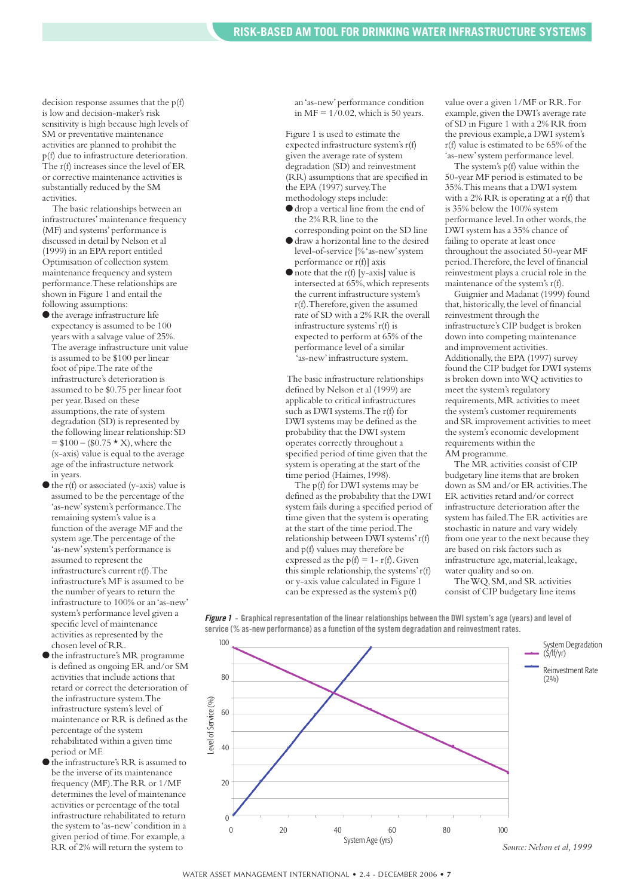decision response assumes that the p(f) is low and decision-maker's risk sensitivity is high because high levels of SM or preventative maintenance activities are planned to prohibit the p(f) due to infrastructure deterioration. The r(f) increases since the level of ER or corrective maintenance activities is substantially reduced by the SM activities.

The basic relationships between an infrastructures' maintenance frequency (MF) and systems' performance is discussed in detail by Nelson et al (1999) in an EPA report entitled Optimisation of collection system maintenance frequency and system performance. These relationships are shown in Figure 1 and entail the following assumptions:

- the average infrastructure life expectancy is assumed to be 100 years with a salvage value of 25%. The average infrastructure unit value is assumed to be \$100 per linear foot of pipe. The rate of the infrastructure's deterioration is assumed to be \$0.75 per linear foot per year. Based on these assumptions, the rate of system degradation (SD) is represented by the following linear relationship: SD = \$100 – (\$0.75 * X), where the (x-axis) value is equal to the average age of the infrastructure network in years.
- the r(f) or associated (y-axis) value is assumed to be the percentage of the 'as-new' system's performance. The remaining system's value is a function of the average MF and the system age. The percentage of the 'as-new' system's performance is assumed to represent the infrastructure's current r(f). The infrastructure's MF is assumed to be the number of years to return the infrastructure to 100% or an 'as-new' system's performance level given a specific level of maintenance activities as represented by the chosen level of RR.
- the infrastructure's MR programme is defined as ongoing ER and/or SM activities that include actions that retard or correct the deterioration of the infrastructure system. The infrastructure system's level of maintenance or RR is defined as the percentage of the system rehabilitated within a given time period or MF.
- the infrastructure's RR is assumed to be the inverse of its maintenance frequency (MF). The RR or 1/MF determines the level of maintenance activities or percentage of the total infrastructure rehabilitated to return the system to 'as-new' condition in a given period of time. For example, a RR of 2% will return the system to an 'as-new' performance condition in MF = 1/0.02, which is 50 years.

Figure 1 is used to estimate the expected infrastructure system's r(f) given the average rate of system degradation (SD) and reinvestment (RR) assumptions that are specified in the EPA (1997) survey. The methodology steps include:

- drop a vertical line from the end of the 2% RR line to the corresponding point on the SD line
- draw a horizontal line to the desired level-of-service [% 'as-new' system performance or r(f)] axis
- note that the r(f) [y-axis] value is intersected at 65%, which represents the current infrastructure system's r(f). Therefore, given the assumed rate of SD with a 2% RR the overall infrastructure systems' r(f) is expected to perform at 65% of the performance level of a similar 'as-new' infrastructure system.

The basic infrastructure relationships defined by Nelson et al (1999) are applicable to critical infrastructures such as DWI systems. The r(f) for DWI systems may be defined as the probability that the DWI system operates correctly throughout a specified period of time given that the system is operating at the start of the time period (Haimes, 1998).

The p(f) for DWI systems may be defined as the probability that the DWI system fails during a specified period of time given that the system is operating at the start of the time period. The relationship between DWI systems' r(f) and p(f) values may therefore be expressed as the p(f) = 1- r(f). Given this simple relationship, the systems' r(f) or y-axis value calculated in Figure 1 can be expressed as the system's p(f) value over a given 1/MF or RR. For example, given the DWI's average rate of SD in Figure 1 with a 2% RR from the previous example, a DWI system's r(f) value is estimated to be 65% of the 'as-new' system performance level.

The system's p(f) value within the 50-year MF period is estimated to be 35%. This means that a DWI system with a 2% RR is operating at a r(f) that is 35% below the 100% system performance level. In other words, the DWI system has a 35% chance of failing to operate at least once throughout the associated 50-year MF period. Therefore, the level of financial reinvestment plays a crucial role in the maintenance of the system's r(f).

Guignier and Madanat (1999) found that, historically, the level of financial reinvestment through the infrastructure's CIP budget is broken down into competing maintenance and improvement activities. Additionally, the EPA (1997) survey found the CIP budget for DWI systems is broken down into WQ activities to meet the system's regulatory requirements, MR activities to meet the system's customer requirements and SR improvement activities to meet the system's economic development requirements within the AM programme.

The MR activities consist of CIP budgetary line items that are broken down as SM and/or ER activities. The ER activities retard and/or correct infrastructure deterioration after the system has failed. The ER activities are stochastic in nature and vary widely from one year to the next because they are based on risk factors such as infrastructure age, material, leakage, water quality and so on.

The WQ, SM, and SR activities consist of CIP budgetary line items

***Figure 1*** **- Graphical representation of the linear relationships between the DWI system's age (years) and level of service (% as-new performance) as a function of the system degradation and reinvestment rates.**

*Source: Nelson et al, 1999*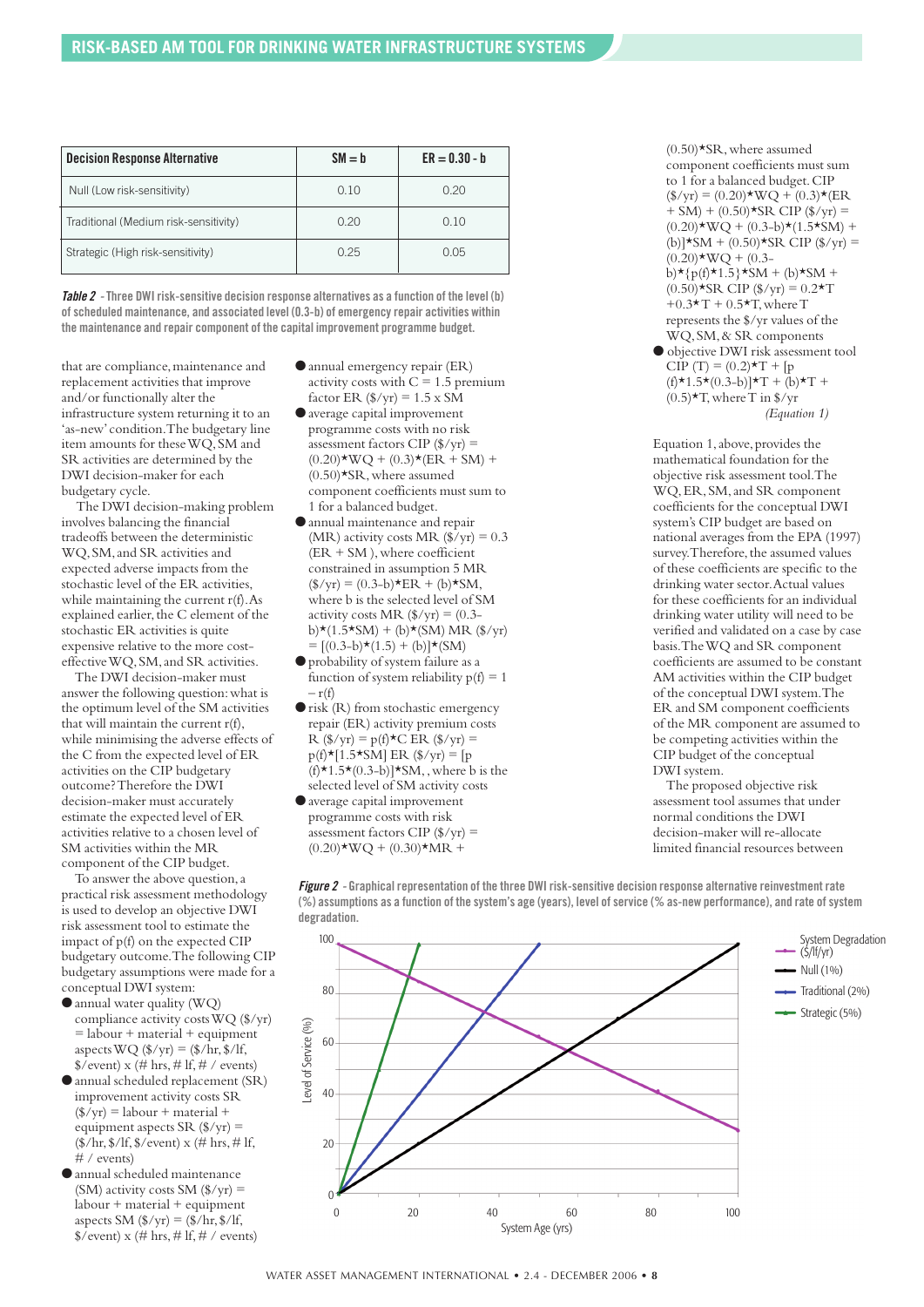| Decision Response Alternative | SM = b | ER = 0.30 - b |
|---|---|---|
| Null (Low risk-sensitivity) | 0.10 | 0.20 |
| Traditional (Medium risk-sensitivity) | 0.20 | 0.10 |
| Strategic (High risk-sensitivity) | 0.25 | 0.05 |

***Table 2*** **- Three DWI risk-sensitive decision response alternatives as a function of the level (b) of scheduled maintenance, and associated level (0.3-b) of emergency repair activities within the maintenance and repair component of the capital improvement programme budget.**

that are compliance, maintenance and replacement activities that improve and/or functionally alter the infrastructure system returning it to an 'as-new' condition. The budgetary line item amounts for these WQ, SM and SR activities are determined by the DWI decision-maker for each budgetary cycle.

The DWI decision-making problem involves balancing the financial tradeoffs between the deterministic WQ, SM, and SR activities and expected adverse impacts from the stochastic level of the ER activities, while maintaining the current r(f). As explained earlier, the C element of the stochastic ER activities is quite expensive relative to the more cost-effective WQ, SM, and SR activities.

The DWI decision-maker must answer the following question: what is the optimum level of the SM activities that will maintain the current r(f), while minimising the adverse effects of the C from the expected level of ER activities on the CIP budgetary outcome? Therefore the DWI decision-maker must accurately estimate the expected level of ER activities relative to a chosen level of SM activities within the MR component of the CIP budget.

To answer the above question, a practical risk assessment methodology is used to develop an objective DWI risk assessment tool to estimate the impact of p(f) on the expected CIP budgetary outcome. The following CIP budgetary assumptions were made for a conceptual DWI system:

- annual water quality (WQ) compliance activity costs WQ ($/yr) = labour + material + equipment aspects WQ ($/yr) = ($/hr, $/lf, $/event) x (# hrs, # lf, # / events)
- annual scheduled replacement (SR) improvement activity costs SR ($/yr) = labour + material + equipment aspects SR ($/yr) = ($/hr, $/lf, $/event) x (# hrs, # lf, # / events)
- annual scheduled maintenance (SM) activity costs SM ($/yr) = labour + material + equipment aspects SM ($/yr) = ($/hr, $/lf, $/event) x (# hrs, # lf, # / events)
- annual emergency repair (ER) activity costs with C = 1.5 premium factor ER ($/yr) = 1.5 x SM
- average capital improvement programme costs with no risk assessment factors CIP ($/yr) = (0.20)\*WQ + (0.3)\*(ER + SM) + (0.50)\*SR, where assumed component coefficients must sum to 1 for a balanced budget.
- annual maintenance and repair (MR) activity costs MR ($/yr) = 0.3 (ER + SM ), where coefficient constrained in assumption 5 MR ($/yr) = (0.3-b)\*ER + (b)\*SM, where b is the selected level of SM activity costs MR ($/yr) = (0.3-b)\*(1.5\*SM) + (b)\*(SM) MR ($/yr) = [(0.3-b)\*(1.5) + (b)]\*(SM)
- probability of system failure as a function of system reliability p(f) = 1 – r(f)
- risk (R) from stochastic emergency repair (ER) activity premium costs R ($/yr) = p(f)\*C ER ($/yr) = p(f)\*[1.5\*SM] ER ($/yr) = [p (f)\*1.5\*(0.3-b)]\*SM, , where b is the selected level of SM activity costs
- average capital improvement programme costs with risk assessment factors CIP ($/yr) = (0.20)\*WQ + (0.30)\*MR + (0.50)\*SR, where assumed component coefficients must sum to 1 for a balanced budget. CIP ($/yr) = (0.20)\*WQ + (0.3)\*(ER + SM) + (0.50)\*SR CIP ($/yr) = (0.20)\*WQ + (0.3-b)\*(1.5\*SM) + (b)]\*SM + (0.50)\*SR CIP ($/yr) = (0.20)\*WQ + (0.3-b)\*{p(f)\*1.5}\*SM + (b)\*SM + (0.50)\*SR CIP ($/yr) = 0.2\*T +0.3\*T + 0.5\*T, where T represents the $/yr values of the WQ, SM, & SR components
- objective DWI risk assessment tool CIP (T) = (0.2)\*T + [p (f)\*1.5\*(0.3–b)]\*T + (b)\*T + (0.5)\*T, where T in $/yr *(Equation 1)*

Equation 1, above, provides the mathematical foundation for the objective risk assessment tool. The WQ, ER, SM, and SR component coefficients for the conceptual DWI system's CIP budget are based on national averages from the EPA (1997) survey. Therefore, the assumed values of these coefficients are specific to the drinking water sector. Actual values for these coefficients for an individual drinking water utility will need to be verified and validated on a case by case basis. The WQ and SR component coefficients are assumed to be constant AM activities within the CIP budget of the conceptual DWI system. The ER and SM component coefficients of the MR component are assumed to be competing activities within the CIP budget of the conceptual DWI system.

The proposed objective risk assessment tool assumes that under normal conditions the DWI decision-maker will re-allocate limited financial resources between

***Figure 2*** **- Graphical representation of the three DWI risk-sensitive decision response alternative reinvestment rate (%) assumptions as a function of the system's age (years), level of service (% as-new performance), and rate of system degradation.**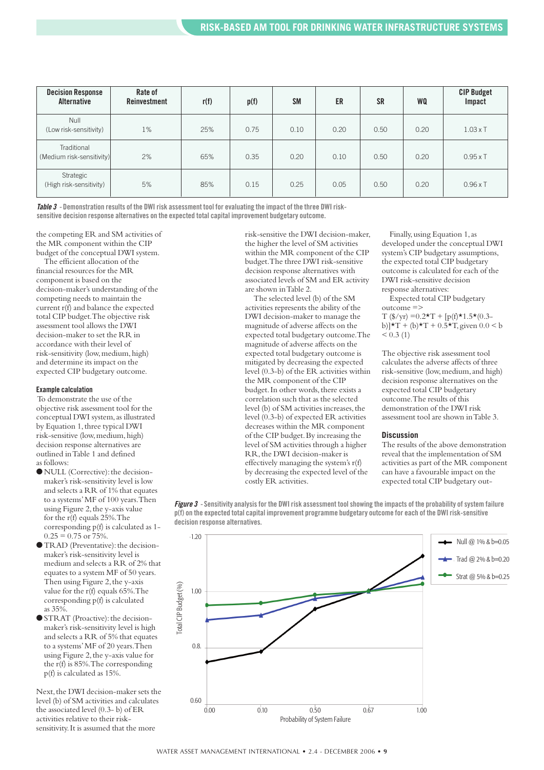| Decision Response Alternative | Rate of Reinvestment | r(f) | p(f) | SM | ER | SR | WQ | CIP Budget Impact |
|---|---|---|---|---|---|---|---|---|
| Null (Low risk-sensitivity) | 1% | 25% | 0.75 | 0.10 | 0.20 | 0.50 | 0.20 | 1.03 x T |
| Traditional (Medium risk-sensitivity) | 2% | 65% | 0.35 | 0.20 | 0.10 | 0.50 | 0.20 | 0.95 x T |
| Strategic (High risk-sensitivity) | 5% | 85% | 0.15 | 0.25 | 0.05 | 0.50 | 0.20 | 0.96 x T |

***Table 3*** **- Demonstration results of the DWI risk assessment tool for evaluating the impact of the three DWI risk-sensitive decision response alternatives on the expected total capital improvement budgetary outcome.**

the competing ER and SM activities of the MR component within the CIP budget of the conceptual DWI system.

The efficient allocation of the financial resources for the MR component is based on the decision-maker's understanding of the competing needs to maintain the current r(f) and balance the expected total CIP budget. The objective risk assessment tool allows the DWI decision-maker to set the RR in accordance with their level of risk-sensitivity (low, medium, high) and determine its impact on the expected CIP budgetary outcome.

### Example calculation

To demonstrate the use of the objective risk assessment tool for the conceptual DWI system, as illustrated by Equation 1, three typical DWI risk-sensitive (low, medium, high) decision response alternatives are outlined in Table 1 and defined as follows:

- NULL (Corrective): the decision-maker's risk-sensitivity level is low and selects a RR of 1% that equates to a systems' MF of 100 years. Then using Figure 2, the y-axis value for the r(f) equals 25%. The corresponding p(f) is calculated as 1-0.25 = 0.75 or 75%.
- TRAD (Preventative): the decision-maker's risk-sensitivity level is medium and selects a RR of 2% that equates to a system MF of 50 years. Then using Figure 2, the y-axis value for the r(f) equals 65%. The corresponding p(f) is calculated as 35%.
- STRAT (Proactive): the decision-maker's risk-sensitivity level is high and selects a RR of 5% that equates to a systems' MF of 20 years. Then using Figure 2, the y-axis value for the r(f) is 85%. The corresponding p(f) is calculated as 15%.

Next, the DWI decision-maker sets the level (b) of SM activities and calculates the associated level (0.3- b) of ER activities relative to their risk-sensitivity. It is assumed that the more risk-sensitive the DWI decision-maker, the higher the level of SM activities within the MR component of the CIP budget. The three DWI risk-sensitive decision response alternatives with associated levels of SM and ER activity are shown in Table 2.

The selected level (b) of the SM activities represents the ability of the DWI decision-maker to manage the magnitude of adverse affects on the expected total budgetary outcome. The magnitude of adverse affects on the expected total budgetary outcome is mitigated by decreasing the expected level (0.3-b) of the ER activities within the MR component of the CIP budget. In other words, there exists a correlation such that as the selected level (b) of SM activities increases, the level (0.3-b) of expected ER activities decreases within the MR component of the CIP budget. By increasing the level of SM activities through a higher RR, the DWI decision-maker is effectively managing the system's r(f) by decreasing the expected level of the costly ER activities.

Finally, using Equation 1, as developed under the conceptual DWI system's CIP budgetary assumptions, the expected total CIP budgetary outcome is calculated for each of the DWI risk-sensitive decision response alternatives:

Expected total CIP budgetary outcome =>

$$T\ (\$/yr) = 0.2{*}T + [p(f){*}1.5{*}(0.3-b)]{*}T + (b){*}T + 0.5{*}T, \text{ given } 0.0 < b < 0.3 \quad (1)$$

The objective risk assessment tool calculates the adverse affects of three risk-sensitive (low, medium, and high) decision response alternatives on the expected total CIP budgetary outcome. The results of this demonstration of the DWI risk assessment tool are shown in Table 3.

### Discussion

The results of the above demonstration reveal that the implementation of SM activities as part of the MR component can have a favourable impact on the expected total CIP budgetary out-

***Figure 3*** **- Sensitivity analysis for the DWI risk assessment tool showing the impacts of the probability of system failure p(f) on the expected total capital improvement programme budgetary outcome for each of the DWI risk-sensitive decision response alternatives.**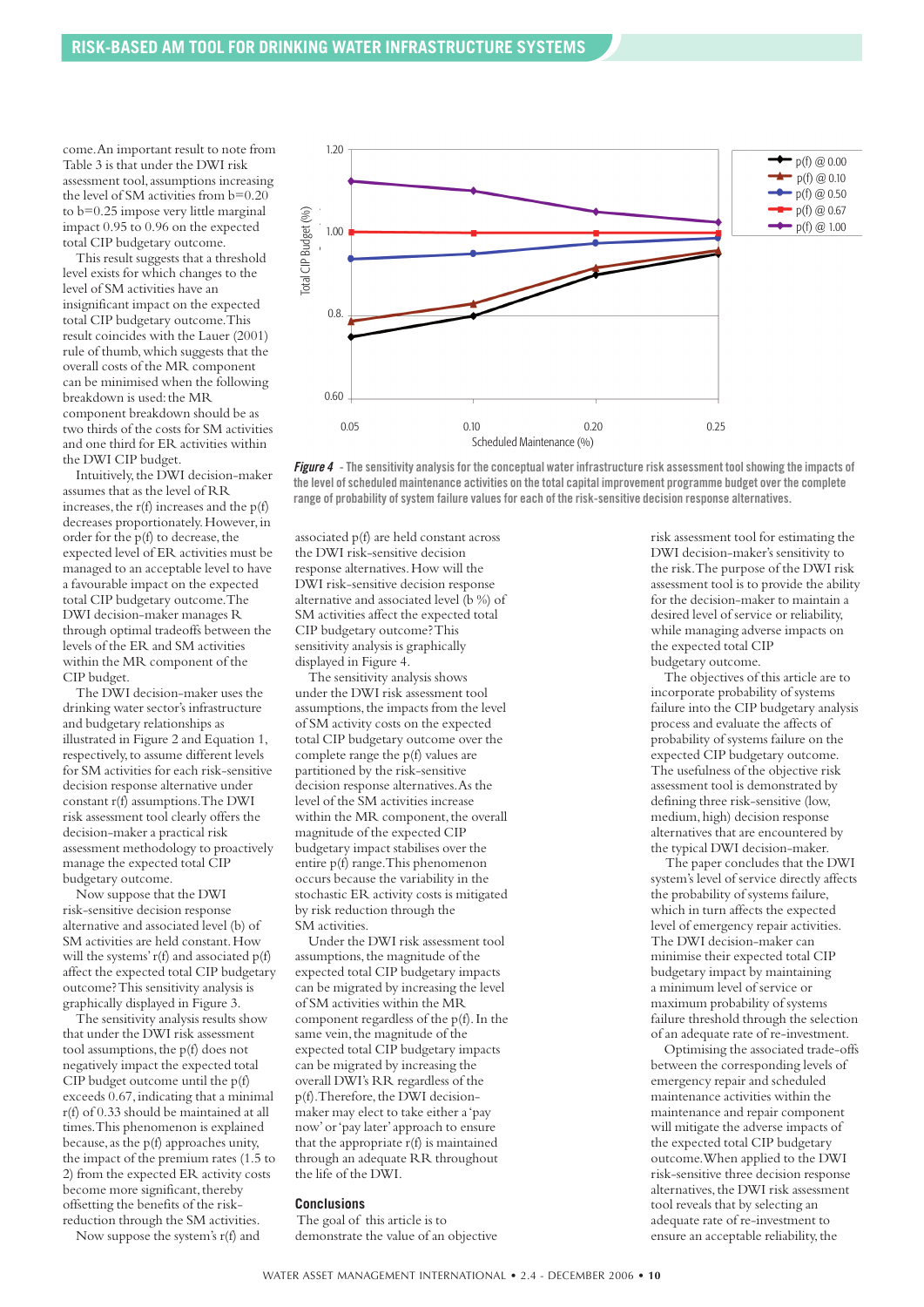come. An important result to note from Table 3 is that under the DWI risk assessment tool, assumptions increasing the level of SM activities from b=0.20 to b=0.25 impose very little marginal impact 0.95 to 0.96 on the expected total CIP budgetary outcome.

This result suggests that a threshold level exists for which changes to the level of SM activities have an insignificant impact on the expected total CIP budgetary outcome. This result coincides with the Lauer (2001) rule of thumb, which suggests that the overall costs of the MR component can be minimised when the following breakdown is used: the MR component breakdown should be as two thirds of the costs for SM activities and one third for ER activities within the DWI CIP budget.

Intuitively, the DWI decision-maker assumes that as the level of RR increases, the r(f) increases and the p(f) decreases proportionately. However, in order for the p(f) to decrease, the expected level of ER activities must be managed to an acceptable level to have a favourable impact on the expected total CIP budgetary outcome. The DWI decision-maker manages R through optimal tradeoffs between the levels of the ER and SM activities within the MR component of the CIP budget.

The DWI decision-maker uses the drinking water sector's infrastructure and budgetary relationships as illustrated in Figure 2 and Equation 1, respectively, to assume different levels for SM activities for each risk-sensitive decision response alternative under constant r(f) assumptions. The DWI risk assessment tool clearly offers the decision-maker a practical risk assessment methodology to proactively manage the expected total CIP budgetary outcome.

Now suppose that the DWI risk-sensitive decision response alternative and associated level (b) of SM activities are held constant. How will the systems' r(f) and associated p(f) affect the expected total CIP budgetary outcome? This sensitivity analysis is graphically displayed in Figure 3.

The sensitivity analysis results show that under the DWI risk assessment tool assumptions, the p(f) does not negatively impact the expected total CIP budget outcome until the p(f) exceeds 0.67, indicating that a minimal r(f) of 0.33 should be maintained at all times. This phenomenon is explained because, as the p(f) approaches unity, the impact of the premium rates (1.5 to 2) from the expected ER activity costs become more significant, thereby offsetting the benefits of the risk-reduction through the SM activities.

Now suppose the system's r(f) and associated p(f) are held constant across the DWI risk-sensitive decision response alternatives. How will the DWI risk-sensitive decision response alternative and associated level (b %) of SM activities affect the expected total CIP budgetary outcome? This sensitivity analysis is graphically displayed in Figure 4.

The sensitivity analysis shows under the DWI risk assessment tool assumptions, the impacts from the level of SM activity costs on the expected total CIP budgetary outcome over the complete range the p(f) values are partitioned by the risk-sensitive decision response alternatives. As the level of the SM activities increase within the MR component, the overall magnitude of the expected CIP budgetary impact stabilises over the entire p(f) range. This phenomenon occurs because the variability in the stochastic ER activity costs is mitigated by risk reduction through the SM activities.

Under the DWI risk assessment tool assumptions, the magnitude of the expected total CIP budgetary impacts can be migrated by increasing the level of SM activities within the MR component regardless of the p(f). In the same vein, the magnitude of the expected total CIP budgetary impacts can be migrated by increasing the overall DWI's RR regardless of the p(f). Therefore, the DWI decision-maker may elect to take either a 'pay now' or 'pay later' approach to ensure that the appropriate r(f) is maintained through an adequate RR throughout the life of the DWI.

*Figure 4* - The sensitivity analysis for the conceptual water infrastructure risk assessment tool showing the impacts of the level of scheduled maintenance activities on the total capital improvement programme budget over the complete range of probability of system failure values for each of the risk-sensitive decision response alternatives.

## Conclusions

The goal of this article is to demonstrate the value of an objective risk assessment tool for estimating the DWI decision-maker's sensitivity to the risk. The purpose of the DWI risk assessment tool is to provide the ability for the decision-maker to maintain a desired level of service or reliability, while managing adverse impacts on the expected total CIP budgetary outcome.

The objectives of this article are to incorporate probability of systems failure into the CIP budgetary analysis process and evaluate the affects of probability of systems failure on the expected CIP budgetary outcome. The usefulness of the objective risk assessment tool is demonstrated by defining three risk-sensitive (low, medium, high) decision response alternatives that are encountered by the typical DWI decision-maker.

The paper concludes that the DWI system's level of service directly affects the probability of systems failure, which in turn affects the expected level of emergency repair activities. The DWI decision-maker can minimise their expected total CIP budgetary impact by maintaining a minimum level of service or maximum probability of systems failure threshold through the selection of an adequate rate of re-investment.

Optimising the associated trade-offs between the corresponding levels of emergency repair and scheduled maintenance activities within the maintenance and repair component will mitigate the adverse impacts of the expected total CIP budgetary outcome. When applied to the DWI risk-sensitive three decision response alternatives, the DWI risk assessment tool reveals that by selecting an adequate rate of re-investment to ensure an acceptable reliability, the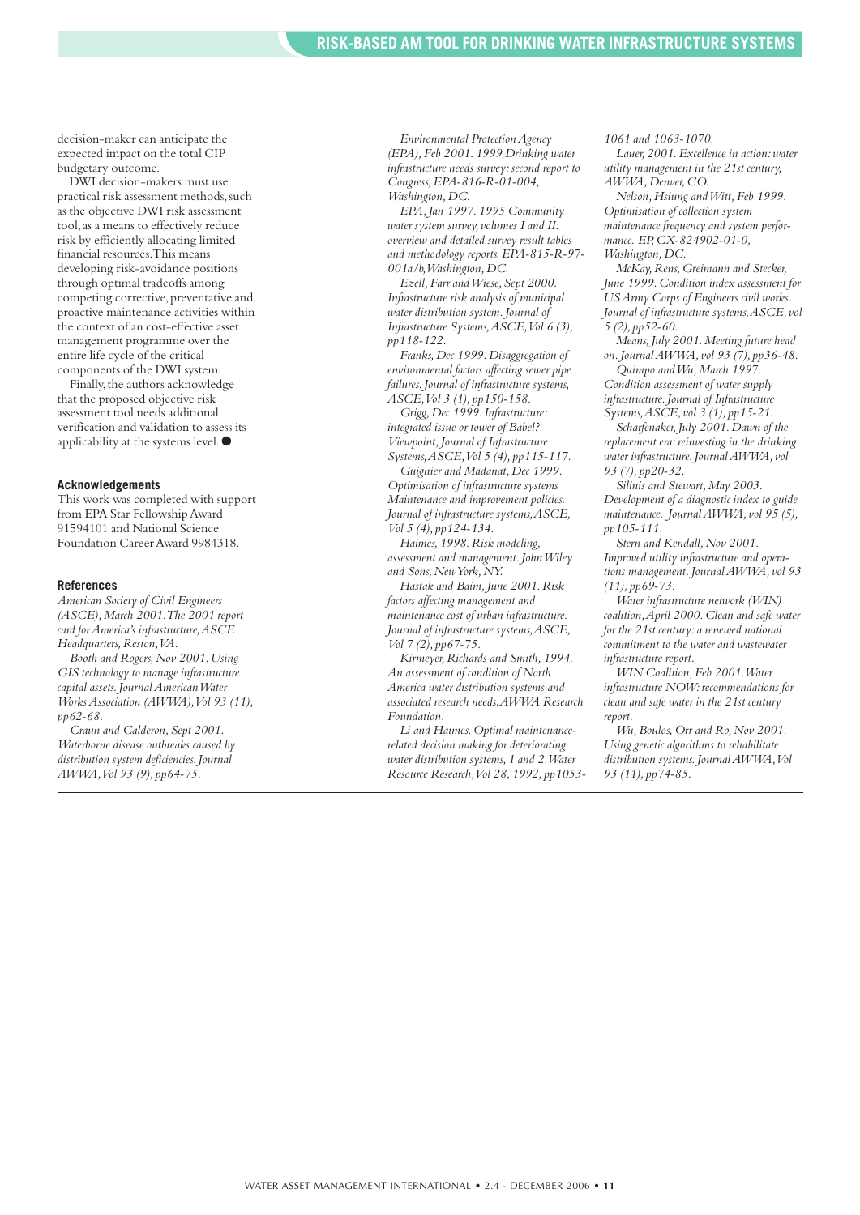decision-maker can anticipate the expected impact on the total CIP budgetary outcome.

DWI decision-makers must use practical risk assessment methods, such as the objective DWI risk assessment tool, as a means to effectively reduce risk by efficiently allocating limited financial resources. This means developing risk-avoidance positions through optimal tradeoffs among competing corrective, preventative and proactive maintenance activities within the context of an cost-effective asset management programme over the entire life cycle of the critical components of the DWI system.

Finally, the authors acknowledge that the proposed objective risk assessment tool needs additional verification and validation to assess its applicability at the systems level. ●

### Acknowledgements

This work was completed with support from EPA Star Fellowship Award 91594101 and National Science Foundation Career Award 9984318.

### References

*American Society of Civil Engineers (ASCE), March 2001. The 2001 report card for America's infrastructure, ASCE Headquarters, Reston, VA.*

*Booth and Rogers, Nov 2001. Using GIS technology to manage infrastructure capital assets. Journal American Water Works Association (AWWA), Vol 93 (11), pp62-68.*

*Craun and Calderon, Sept 2001. Waterborne disease outbreaks caused by distribution system deficiencies. Journal AWWA, Vol 93 (9), pp64-75.*

*Environmental Protection Agency (EPA), Feb 2001. 1999 Drinking water infrastructure needs survey: second report to Congress, EPA-816-R-01-004, Washington, DC.*

*EPA, Jan 1997. 1995 Community water system survey, volumes I and II: overview and detailed survey result tables and methodology reports. EPA-815-R-97-001a/b, Washington, DC.*

*Ezell, Farr and Wiese, Sept 2000. Infrastructure risk analysis of municipal water distribution system. Journal of Infrastructure Systems, ASCE, Vol 6 (3), pp118-122.*

*Franks, Dec 1999. Disaggregation of environmental factors affecting sewer pipe failures. Journal of infrastructure systems, ASCE, Vol 3 (1), pp150-158.*

*Grigg, Dec 1999. Infrastructure: integrated issue or tower of Babel? Viewpoint, Journal of Infrastructure Systems, ASCE, Vol 5 (4), pp115-117.*

*Guignier and Madanat, Dec 1999. Optimisation of infrastructure systems Maintenance and improvement policies. Journal of infrastructure systems, ASCE, Vol 5 (4), pp124-134.*

*Haimes, 1998. Risk modeling, assessment and management. John Wiley and Sons, New York, NY.*

*Hastak and Baim, June 2001. Risk factors affecting management and maintenance cost of urban infrastructure. Journal of infrastructure systems, ASCE, Vol 7 (2), pp67-75.*

*Kirmeyer, Richards and Smith, 1994. An assessment of condition of North America water distribution systems and associated research needs. AWWA Research Foundation.*

*Li and Haimes. Optimal maintenance-related decision making for deteriorating water distribution systems, 1 and 2. Water Resource Research, Vol 28, 1992, pp1053-1061 and 1063-1070.*

*Lauer, 2001. Excellence in action: water utility management in the 21st century, AWWA, Denver, CO.*

*Nelson, Hsiung and Witt, Feb 1999. Optimisation of collection system maintenance frequency and system performance. EP, CX-824902-01-0, Washington, DC.*

*McKay, Rens, Greimann and Stecker, June 1999. Condition index assessment for US Army Corps of Engineers civil works. Journal of infrastructure systems, ASCE, vol 5 (2), pp52-60.*

*Means, July 2001. Meeting future head on. Journal AWWA, vol 93 (7), pp36-48.*

*Quimpo and Wu, March 1997. Condition assessment of water supply infrastructure. Journal of Infrastructure Systems, ASCE, vol 3 (1), pp15-21.*

*Scharfenaker, July 2001. Dawn of the replacement era: reinvesting in the drinking water infrastructure. Journal AWWA, vol 93 (7), pp20-32.*

*Silinis and Stewart, May 2003. Development of a diagnostic index to guide maintenance. Journal AWWA, vol 95 (5), pp105-111.*

*Stern and Kendall, Nov 2001. Improved utility infrastructure and operations management. Journal AWWA, vol 93 (11), pp69-73.*

*Water infrastructure network (WIN) coalition, April 2000. Clean and safe water for the 21st century: a renewed national commitment to the water and wastewater infrastructure report.*

*WIN Coalition, Feb 2001. Water infrastructure NOW: recommendations for clean and safe water in the 21st century report.*

*Wu, Boulos, Orr and Ro, Nov 2001. Using genetic algorithms to rehabilitate distribution systems. Journal AWWA, Vol 93 (11), pp74-85.*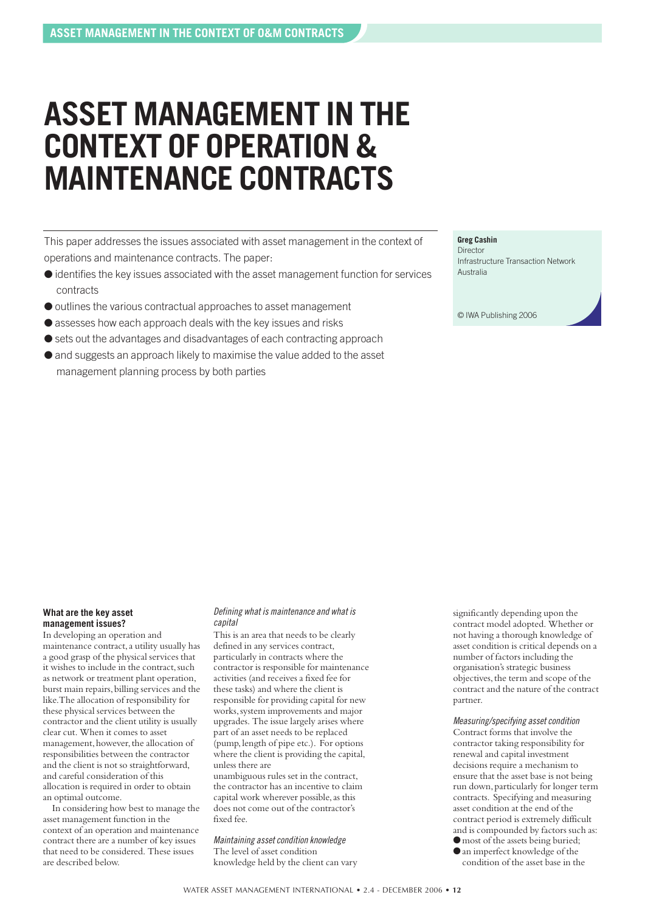# ASSET MANAGEMENT IN THE CONTEXT OF OPERATION & MAINTENANCE CONTRACTS

This paper addresses the issues associated with asset management in the context of operations and maintenance contracts. The paper:

- identifies the key issues associated with the asset management function for services contracts
- outlines the various contractual approaches to asset management
- assesses how each approach deals with the key issues and risks
- sets out the advantages and disadvantages of each contracting approach
- and suggests an approach likely to maximise the value added to the asset management planning process by both parties

**Greg Cashin**
Director
Infrastructure Transaction Network
Australia

© IWA Publishing 2006

### What are the key asset management issues?

In developing an operation and maintenance contract, a utility usually has a good grasp of the physical services that it wishes to include in the contract, such as network or treatment plant operation, burst main repairs, billing services and the like. The allocation of responsibility for these physical services between the contractor and the client utility is usually clear cut. When it comes to asset management, however, the allocation of responsibilities between the contractor and the client is not so straightforward, and careful consideration of this allocation is required in order to obtain an optimal outcome.

In considering how best to manage the asset management function in the context of an operation and maintenance contract there are a number of key issues that need to be considered. These issues are described below.

#### *Defining what is maintenance and what is capital*

This is an area that needs to be clearly defined in any services contract, particularly in contracts where the contractor is responsible for maintenance activities (and receives a fixed fee for these tasks) and where the client is responsible for providing capital for new works, system improvements and major upgrades. The issue largely arises where part of an asset needs to be replaced (pump, length of pipe etc.). For options where the client is providing the capital, unless there are unambiguous rules set in the contract, the contractor has an incentive to claim capital work wherever possible, as this does not come out of the contractor's fixed fee.

#### *Maintaining asset condition knowledge*

The level of asset condition knowledge held by the client can vary significantly depending upon the contract model adopted. Whether or not having a thorough knowledge of asset condition is critical depends on a number of factors including the organisation's strategic business objectives, the term and scope of the contract and the nature of the contract partner.

#### *Measuring/specifying asset condition*

Contract forms that involve the contractor taking responsibility for renewal and capital investment decisions require a mechanism to ensure that the asset base is not being run down, particularly for longer term contracts. Specifying and measuring asset condition at the end of the contract period is extremely difficult and is compounded by factors such as:

- most of the assets being buried;
- an imperfect knowledge of the condition of the asset base in the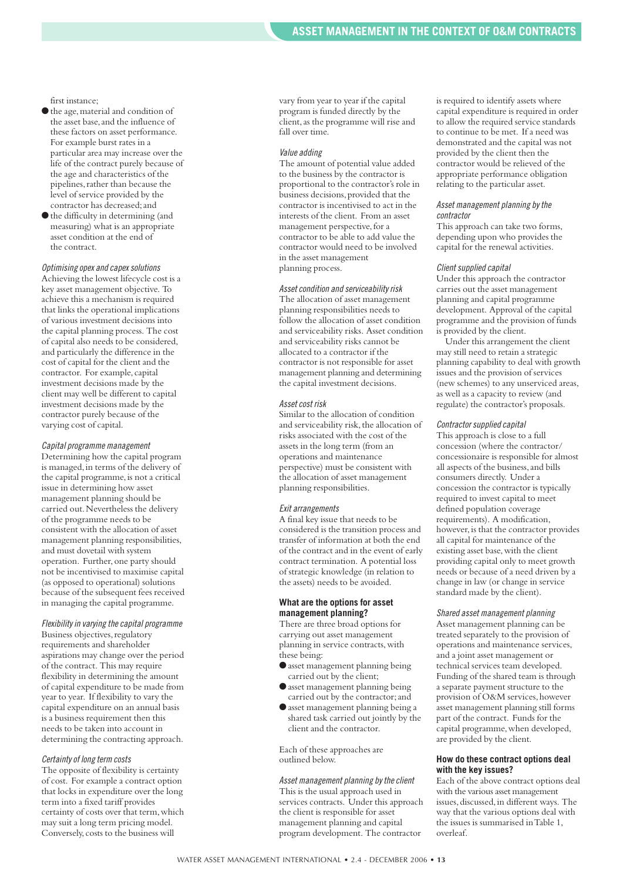first instance;

- the age, material and condition of the asset base, and the influence of these factors on asset performance. For example burst rates in a particular area may increase over the life of the contract purely because of the age and characteristics of the pipelines, rather than because the level of service provided by the contractor has decreased; and
- the difficulty in determining (and measuring) what is an appropriate asset condition at the end of the contract.

*Optimising opex and capex solutions*

Achieving the lowest lifecycle cost is a key asset management objective. To achieve this a mechanism is required that links the operational implications of various investment decisions into the capital planning process. The cost of capital also needs to be considered, and particularly the difference in the cost of capital for the client and the contractor. For example, capital investment decisions made by the client may well be different to capital investment decisions made by the contractor purely because of the varying cost of capital.

*Capital programme management*

Determining how the capital program is managed, in terms of the delivery of the capital programme, is not a critical issue in determining how asset management planning should be carried out. Nevertheless the delivery of the programme needs to be consistent with the allocation of asset management planning responsibilities, and must dovetail with system operation. Further, one party should not be incentivised to maximise capital (as opposed to operational) solutions because of the subsequent fees received in managing the capital programme.

*Flexibility in varying the capital programme*

Business objectives, regulatory requirements and shareholder aspirations may change over the period of the contract. This may require flexibility in determining the amount of capital expenditure to be made from year to year. If flexibility to vary the capital expenditure on an annual basis is a business requirement then this needs to be taken into account in determining the contracting approach.

*Certainty of long term costs*

The opposite of flexibility is certainty of cost. For example a contract option that locks in expenditure over the long term into a fixed tariff provides certainty of costs over that term, which may suit a long term pricing model. Conversely, costs to the business will vary from year to year if the capital program is funded directly by the client, as the programme will rise and fall over time.

*Value adding*

The amount of potential value added to the business by the contractor is proportional to the contractor's role in business decisions, provided that the contractor is incentivised to act in the interests of the client. From an asset management perspective, for a contractor to be able to add value the contractor would need to be involved in the asset management planning process.

*Asset condition and serviceability risk*

The allocation of asset management planning responsibilities needs to follow the allocation of asset condition and serviceability risks. Asset condition and serviceability risks cannot be allocated to a contractor if the contractor is not responsible for asset management planning and determining the capital investment decisions.

*Asset cost risk*

Similar to the allocation of condition and serviceability risk, the allocation of risks associated with the cost of the assets in the long term (from an operations and maintenance perspective) must be consistent with the allocation of asset management planning responsibilities.

*Exit arrangements*

A final key issue that needs to be considered is the transition process and transfer of information at both the end of the contract and in the event of early contract termination. A potential loss of strategic knowledge (in relation to the assets) needs to be avoided.

### What are the options for asset management planning?

There are three broad options for carrying out asset management planning in service contracts, with these being:

- asset management planning being carried out by the client;
- asset management planning being carried out by the contractor; and
- asset management planning being a shared task carried out jointly by the client and the contractor.

Each of these approaches are outlined below.

*Asset management planning by the client*

This is the usual approach used in services contracts. Under this approach the client is responsible for asset management planning and capital program development. The contractor is required to identify assets where capital expenditure is required in order to allow the required service standards to continue to be met. If a need was demonstrated and the capital was not provided by the client then the contractor would be relieved of the appropriate performance obligation relating to the particular asset.

*Asset management planning by the contractor*

This approach can take two forms, depending upon who provides the capital for the renewal activities.

*Client supplied capital*

Under this approach the contractor carries out the asset management planning and capital programme development. Approval of the capital programme and the provision of funds is provided by the client.

Under this arrangement the client may still need to retain a strategic planning capability to deal with growth issues and the provision of services (new schemes) to any unserviced areas, as well as a capacity to review (and regulate) the contractor's proposals.

*Contractor supplied capital*

This approach is close to a full concession (where the contractor/concessionaire is responsible for almost all aspects of the business, and bills consumers directly. Under a concession the contractor is typically required to invest capital to meet defined population coverage requirements). A modification, however, is that the contractor provides all capital for maintenance of the existing asset base, with the client providing capital only to meet growth needs or because of a need driven by a change in law (or change in service standard made by the client).

*Shared asset management planning*

Asset management planning can be treated separately to the provision of operations and maintenance services, and a joint asset management or technical services team developed. Funding of the shared team is through a separate payment structure to the provision of O&M services, however asset management planning still forms part of the contract. Funds for the capital programme, when developed, are provided by the client.

### How do these contract options deal with the key issues?

Each of the above contract options deal with the various asset management issues, discussed, in different ways. The way that the various options deal with the issues is summarised in Table 1, overleaf.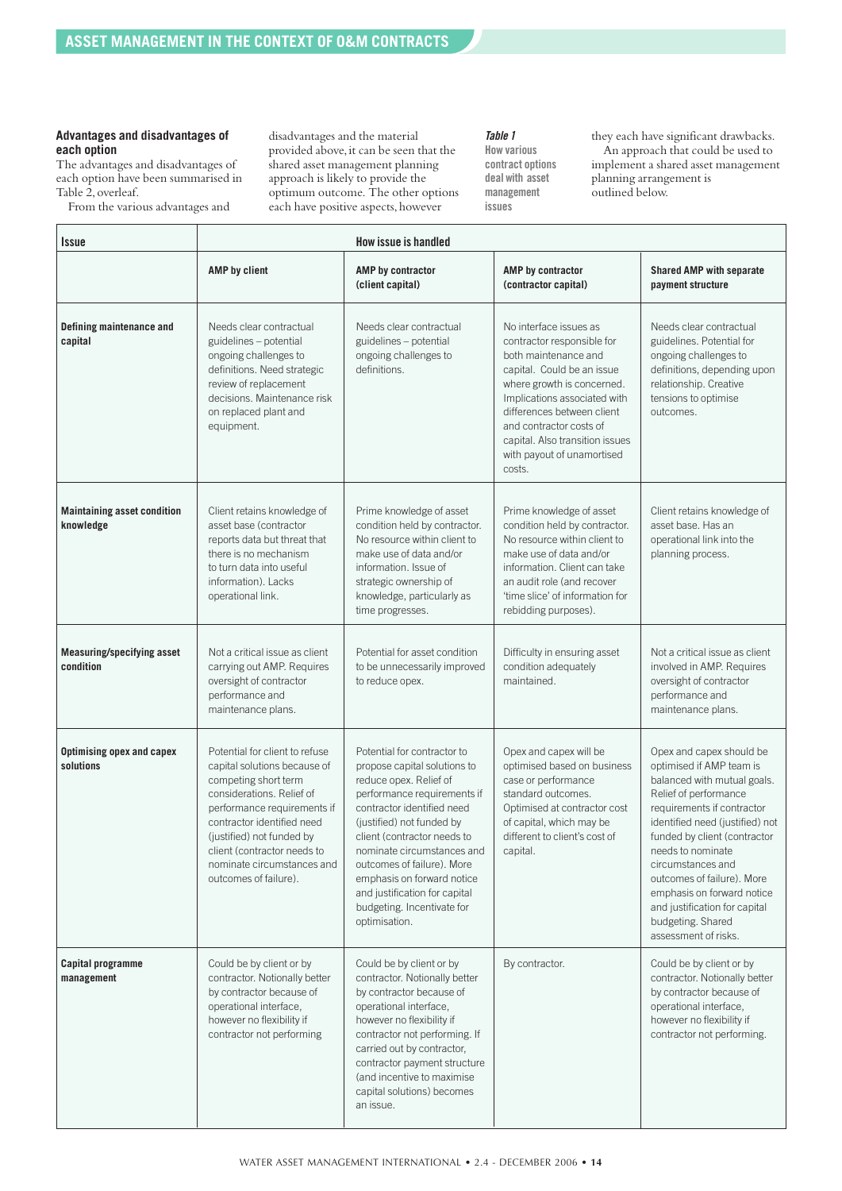### Advantages and disadvantages of each option

The advantages and disadvantages of each option have been summarised in Table 2, overleaf.

From the various advantages and disadvantages and the material provided above, it can be seen that the shared asset management planning approach is likely to provide the optimum outcome. The other options each have positive aspects, however they each have significant drawbacks.

An approach that could be used to implement a shared asset management planning arrangement is outlined below.

*Table 1* **How various contract options deal with asset management issues**

| Issue | How issue is handled | | | |
|---|---|---|---|---|
| | **AMP by client** | **AMP by contractor (client capital)** | **AMP by contractor (contractor capital)** | **Shared AMP with separate payment structure** |
| **Defining maintenance and capital** | Needs clear contractual guidelines – potential ongoing challenges to definitions. Need strategic review of replacement decisions. Maintenance risk on replaced plant and equipment. | Needs clear contractual guidelines – potential ongoing challenges to definitions. | No interface issues as contractor responsible for both maintenance and capital. Could be an issue where growth is concerned. Implications associated with differences between client and contractor costs of capital. Also transition issues with payout of unamortised costs. | Needs clear contractual guidelines. Potential for ongoing challenges to definitions, depending upon relationship. Creative tensions to optimise outcomes. |
| **Maintaining asset condition knowledge** | Client retains knowledge of asset base (contractor reports data but threat that there is no mechanism to turn data into useful information). Lacks operational link. | Prime knowledge of asset condition held by contractor. No resource within client to make use of data and/or information. Issue of strategic ownership of knowledge, particularly as time progresses. | Prime knowledge of asset condition held by contractor. No resource within client to make use of data and/or information. Client can take an audit role (and recover 'time slice' of information for rebidding purposes). | Client retains knowledge of asset base. Has an operational link into the planning process. |
| **Measuring/specifying asset condition** | Not a critical issue as client carrying out AMP. Requires oversight of contractor performance and maintenance plans. | Potential for asset condition to be unnecessarily improved to reduce opex. | Difficulty in ensuring asset condition adequately maintained. | Not a critical issue as client involved in AMP. Requires oversight of contractor performance and maintenance plans. |
| **Optimising opex and capex solutions** | Potential for client to refuse capital solutions because of competing short term considerations. Relief of performance requirements if contractor identified need (justified) not funded by client (contractor needs to nominate circumstances and outcomes of failure). | Potential for contractor to propose capital solutions to reduce opex. Relief of performance requirements if contractor identified need (justified) not funded by client (contractor needs to nominate circumstances and outcomes of failure). More emphasis on forward notice and justification for capital budgeting. Incentivate for optimisation. | Opex and capex will be optimised based on business case or performance standard outcomes. Optimised at contractor cost of capital, which may be different to client's cost of capital. | Opex and capex should be optimised if AMP team is balanced with mutual goals. Relief of performance requirements if contractor identified need (justified) not funded by client (contractor needs to nominate circumstances and outcomes of failure). More emphasis on forward notice and justification for capital budgeting. Shared assessment of risks. |
| **Capital programme management** | Could be by client or by contractor. Notionally better by contractor because of operational interface, however no flexibility if contractor not performing | Could be by client or by contractor. Notionally better by contractor because of operational interface, however no flexibility if contractor not performing. If carried out by contractor, contractor payment structure (and incentive to maximise capital solutions) becomes an issue. | By contractor. | Could be by client or by contractor. Notionally better by contractor because of operational interface, however no flexibility if contractor not performing. |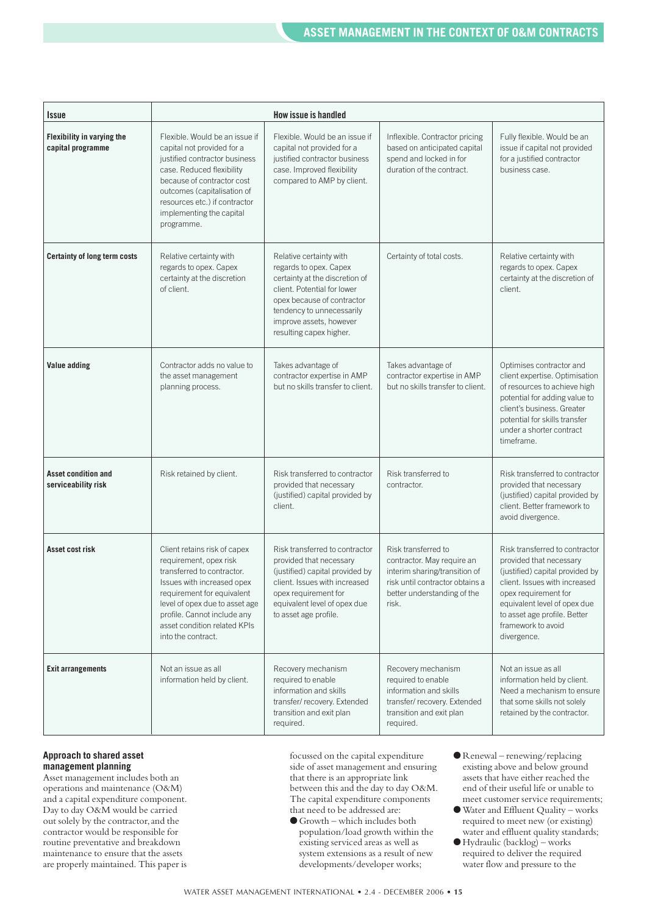| Issue | How issue is handled | | | |
|---|---|---|---|---|
| **Flexibility in varying the capital programme** | Flexible. Would be an issue if capital not provided for a justified contractor business case. Reduced flexibility because of contractor cost outcomes (capitalisation of resources etc.) if contractor implementing the capital programme. | Flexible. Would be an issue if capital not provided for a justified contractor business case. Improved flexibility compared to AMP by client. | Inflexible. Contractor pricing based on anticipated capital spend and locked in for duration of the contract. | Fully flexible. Would be an issue if capital not provided for a justified contractor business case. |
| **Certainty of long term costs** | Relative certainty with regards to opex. Capex certainty at the discretion of client. | Relative certainty with regards to opex. Capex certainty at the discretion of client. Potential for lower opex because of contractor tendency to unnecessarily improve assets, however resulting capex higher. | Certainty of total costs. | Relative certainty with regards to opex. Capex certainty at the discretion of client. |
| **Value adding** | Contractor adds no value to the asset management planning process. | Takes advantage of contractor expertise in AMP but no skills transfer to client. | Takes advantage of contractor expertise in AMP but no skills transfer to client. | Optimises contractor and client expertise. Optimisation of resources to achieve high potential for adding value to client's business. Greater potential for skills transfer under a shorter contract timeframe. |
| **Asset condition and serviceability risk** | Risk retained by client. | Risk transferred to contractor provided that necessary (justified) capital provided by client. | Risk transferred to contractor. | Risk transferred to contractor provided that necessary (justified) capital provided by client. Better framework to avoid divergence. |
| **Asset cost risk** | Client retains risk of capex requirement, opex risk transferred to contractor. Issues with increased opex requirement for equivalent level of opex due to asset age profile. Cannot include any asset condition related KPIs into the contract. | Risk transferred to contractor provided that necessary (justified) capital provided by client. Issues with increased opex requirement for equivalent level of opex due to asset age profile. | Risk transferred to contractor. May require an interim sharing/transition of risk until contractor obtains a better understanding of the risk. | Risk transferred to contractor provided that necessary (justified) capital provided by client. Issues with increased opex requirement for equivalent level of opex due to asset age profile. Better framework to avoid divergence. |
| **Exit arrangements** | Not an issue as all information held by client. | Recovery mechanism required to enable information and skills transfer/ recovery. Extended transition and exit plan required. | Recovery mechanism required to enable information and skills transfer/ recovery. Extended transition and exit plan required. | Not an issue as all information held by client. Need a mechanism to ensure that some skills not solely retained by the contractor. |

### Approach to shared asset management planning

Asset management includes both an operations and maintenance (O&M) and a capital expenditure component. Day to day O&M would be carried out solely by the contractor, and the contractor would be responsible for routine preventative and breakdown maintenance to ensure that the assets are properly maintained. This paper is focussed on the capital expenditure side of asset management and ensuring that there is an appropriate link between this and the day to day O&M. The capital expenditure components that need to be addressed are:

- Growth – which includes both population/load growth within the existing serviced areas as well as system extensions as a result of new developments/developer works;
- Renewal – renewing/replacing existing above and below ground assets that have either reached the end of their useful life or unable to meet customer service requirements;
- Water and Effluent Quality – works required to meet new (or existing) water and effluent quality standards;
- Hydraulic (backlog) – works required to deliver the required water flow and pressure to the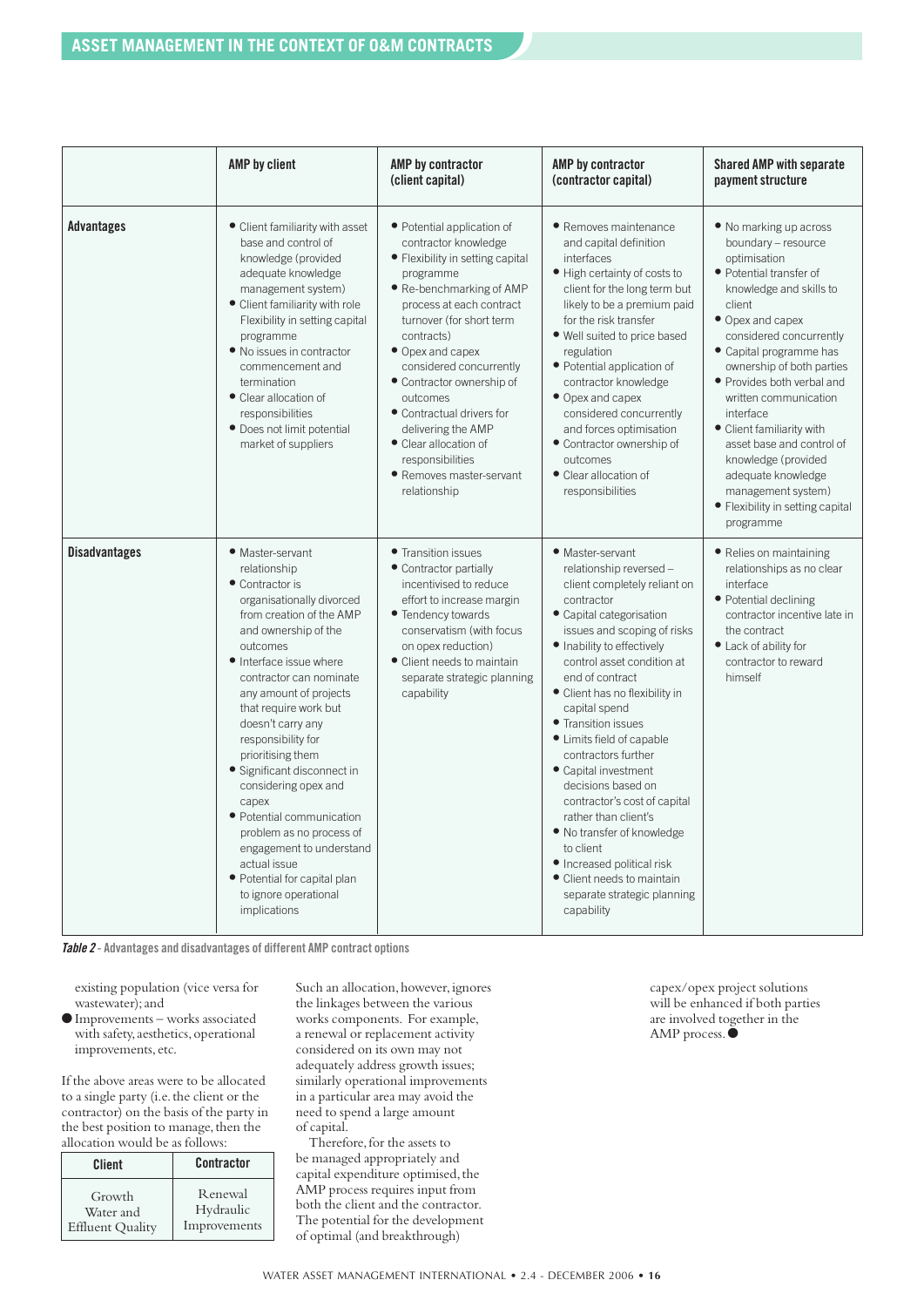| | AMP by client | AMP by contractor (client capital) | AMP by contractor (contractor capital) | Shared AMP with separate payment structure |
|---|---|---|---|---|
| **Advantages** | • Client familiarity with asset base and control of knowledge (provided adequate knowledge management system)<br>• Client familiarity with role Flexibility in setting capital programme<br>• No issues in contractor commencement and termination<br>• Clear allocation of responsibilities<br>• Does not limit potential market of suppliers | • Potential application of contractor knowledge<br>• Flexibility in setting capital programme<br>• Re-benchmarking of AMP process at each contract turnover (for short term contracts)<br>• Opex and capex considered concurrently<br>• Contractor ownership of outcomes<br>• Contractual drivers for delivering the AMP<br>• Clear allocation of responsibilities<br>• Removes master-servant relationship | • Removes maintenance and capital definition interfaces<br>• High certainty of costs to client for the long term but likely to be a premium paid for the risk transfer<br>• Well suited to price based regulation<br>• Potential application of contractor knowledge<br>• Opex and capex considered concurrently and forces optimisation<br>• Contractor ownership of outcomes<br>• Clear allocation of responsibilities | • No marking up across boundary – resource optimisation<br>• Potential transfer of knowledge and skills to client<br>• Opex and capex considered concurrently<br>• Capital programme has ownership of both parties<br>• Provides both verbal and written communication interface<br>• Client familiarity with asset base and control of knowledge (provided adequate knowledge management system)<br>• Flexibility in setting capital programme |
| **Disadvantages** | • Master-servant relationship<br>• Contractor is organisationally divorced from creation of the AMP and ownership of the outcomes<br>• Interface issue where contractor can nominate any amount of projects that require work but doesn't carry any responsibility for prioritising them<br>• Significant disconnect in considering opex and capex<br>• Potential communication problem as no process of engagement to understand actual issue<br>• Potential for capital plan to ignore operational implications | • Transition issues<br>• Contractor partially incentivised to reduce effort to increase margin<br>• Tendency towards conservatism (with focus on opex reduction)<br>• Client needs to maintain separate strategic planning capability | • Master-servant relationship reversed – client completely reliant on contractor<br>• Capital categorisation issues and scoping of risks<br>• Inability to effectively control asset condition at end of contract<br>• Client has no flexibility in capital spend<br>• Transition issues<br>• Limits field of capable contractors further<br>• Capital investment decisions based on contractor's cost of capital rather than client's<br>• No transfer of knowledge to client<br>• Increased political risk<br>• Client needs to maintain separate strategic planning capability | • Relies on maintaining relationships as no clear interface<br>• Potential declining contractor incentive late in the contract<br>• Lack of ability for contractor to reward himself |

***Table 2*** - **Advantages and disadvantages of different AMP contract options**

existing population (vice versa for wastewater); and

- Improvements – works associated with safety, aesthetics, operational improvements, etc.

If the above areas were to be allocated to a single party (i.e. the client or the contractor) on the basis of the party in the best position to manage, then the allocation would be as follows:

| Client | Contractor |
|---|---|
| Growth<br>Water and Effluent Quality | Renewal<br>Hydraulic<br>Improvements |

Such an allocation, however, ignores the linkages between the various works components. For example, a renewal or replacement activity considered on its own may not adequately address growth issues; similarly operational improvements in a particular area may avoid the need to spend a large amount of capital.

Therefore, for the assets to be managed appropriately and capital expenditure optimised, the AMP process requires input from both the client and the contractor. The potential for the development of optimal (and breakthrough) capex/opex project solutions will be enhanced if both parties are involved together in the AMP process. ●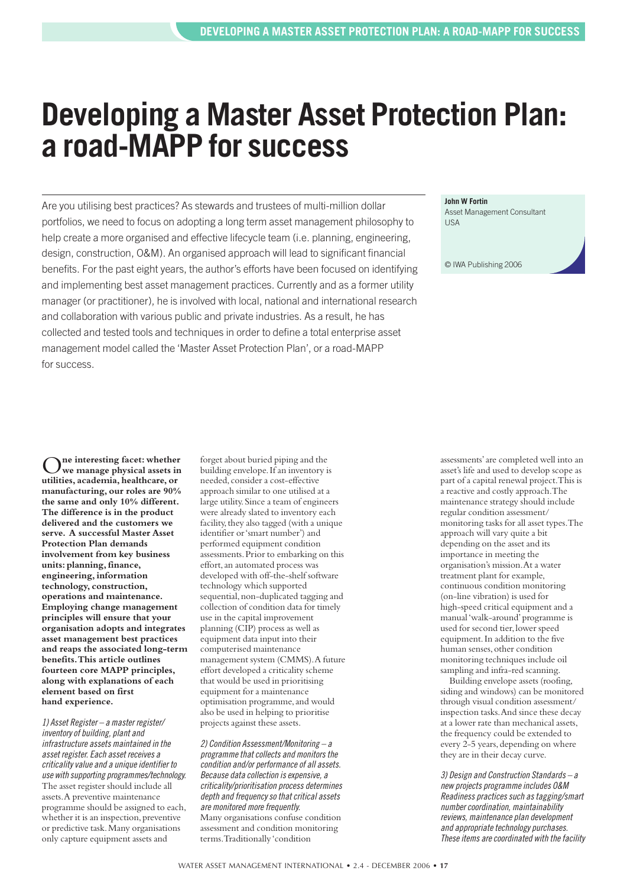# Developing a Master Asset Protection Plan: a road-MAPP for success

Are you utilising best practices? As stewards and trustees of multi-million dollar portfolios, we need to focus on adopting a long term asset management philosophy to help create a more organised and effective lifecycle team (i.e. planning, engineering, design, construction, O&M). An organised approach will lead to significant financial benefits. For the past eight years, the author's efforts have been focused on identifying and implementing best asset management practices. Currently and as a former utility manager (or practitioner), he is involved with local, national and international research and collaboration with various public and private industries. As a result, he has collected and tested tools and techniques in order to define a total enterprise asset management model called the 'Master Asset Protection Plan', or a road-MAPP for success.

**John W Fortin**
Asset Management Consultant
USA

© IWA Publishing 2006

**One interesting facet: whether we manage physical assets in utilities, academia, healthcare, or manufacturing, our roles are 90% the same and only 10% different. The difference is in the product delivered and the customers we serve. A successful Master Asset Protection Plan demands involvement from key business units: planning, finance, engineering, information technology, construction, operations and maintenance. Employing change management principles will ensure that your organisation adopts and integrates asset management best practices and reaps the associated long-term benefits. This article outlines fourteen core MAPP principles, along with explanations of each element based on first hand experience.**

*1) Asset Register – a master register/inventory of building, plant and infrastructure assets maintained in the asset register. Each asset receives a criticality value and a unique identifier for use with supporting programmes/technology.*
The asset register should include all assets. A preventive maintenance programme should be assigned to each, whether it is an inspection, preventive or predictive task. Many organisations only capture equipment assets and forget about buried piping and the building envelope. If an inventory is needed, consider a cost-effective approach similar to one utilised at a large utility. Since a team of engineers were already slated to inventory each facility, they also tagged (with a unique identifier or 'smart number') and performed equipment condition assessments. Prior to embarking on this effort, an automated process was developed with off-the-shelf software technology which supported sequential, non-duplicated tagging and collection of condition data for timely use in the capital improvement planning (CIP) process as well as equipment data input into their computerised maintenance management system (CMMS). A future effort developed a criticality scheme that would be used in prioritising equipment for a maintenance optimisation programme, and would also be used in helping to prioritise projects against these assets.

*2) Condition Assessment/Monitoring – a programme that collects and monitors the condition and/or performance of all assets. Because data collection is expensive, a criticality/prioritisation process determines depth and frequency so that critical assets are monitored more frequently.*
Many organisations confuse condition assessment and condition monitoring terms. Traditionally 'condition assessments' are completed well into an asset's life and used to develop scope as part of a capital renewal project. This is a reactive and costly approach. The maintenance strategy should include regular condition assessment/monitoring tasks for all asset types. The approach will vary quite a bit depending on the asset and its importance in meeting the organisation's mission. At a water treatment plant for example, continuous condition monitoring (on-line vibration) is used for high-speed critical equipment and a manual 'walk-around' programme is used for second tier, lower speed equipment. In addition to the five human senses, other condition monitoring techniques include oil sampling and infra-red scanning.

Building envelope assets (roofing, siding and windows) can be monitored through visual condition assessment/inspection tasks. And since these decay at a lower rate than mechanical assets, the frequency could be extended to every 2-5 years, depending on where they are in their decay curve.

*3) Design and Construction Standards – a new projects programme includes O&M Readiness practices such as tagging/smart number coordination, maintainability reviews, maintenance plan development and appropriate technology purchases. These items are coordinated with the facility*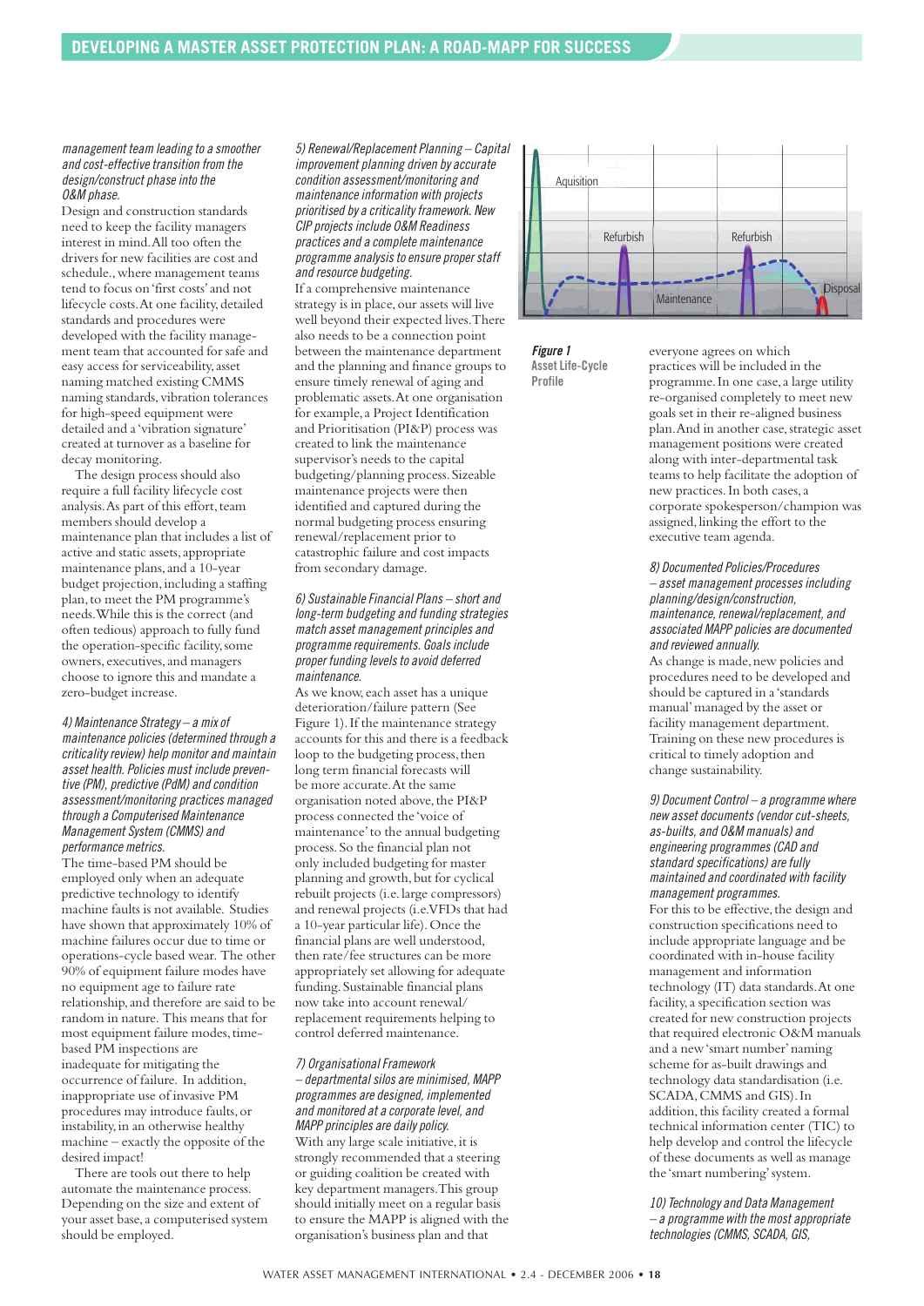*management team leading to a smoother and cost-effective transition from the design/construct phase into the O&M phase.*

Design and construction standards need to keep the facility managers interest in mind. All too often the drivers for new facilities are cost and schedule., where management teams tend to focus on 'first costs' and not lifecycle costs. At one facility, detailed standards and procedures were developed with the facility management team that accounted for safe and easy access for serviceability, asset naming matched existing CMMS naming standards, vibration tolerances for high-speed equipment were detailed and a 'vibration signature' created at turnover as a baseline for decay monitoring.

The design process should also require a full facility lifecycle cost analysis. As part of this effort, team members should develop a maintenance plan that includes a list of active and static assets, appropriate maintenance plans, and a 10-year budget projection, including a staffing plan, to meet the PM programme's needs. While this is the correct (and often tedious) approach to fully fund the operation-specific facility, some owners, executives, and managers choose to ignore this and mandate a zero-budget increase.

*4) Maintenance Strategy – a mix of maintenance policies (determined through a criticality review) help monitor and maintain asset health. Policies must include preventive (PM), predictive (PdM) and condition assessment/monitoring practices managed through a Computerised Maintenance Management System (CMMS) and performance metrics.*

The time-based PM should be employed only when an adequate predictive technology to identify machine faults is not available. Studies have shown that approximately 10% of machine failures occur due to time or operations-cycle based wear. The other 90% of equipment failure modes have no equipment age to failure rate relationship, and therefore are said to be random in nature. This means that for most equipment failure modes, time-based PM inspections are inadequate for mitigating the occurrence of failure. In addition, inappropriate use of invasive PM procedures may introduce faults, or instability, in an otherwise healthy machine – exactly the opposite of the desired impact!

There are tools out there to help automate the maintenance process. Depending on the size and extent of your asset base, a computerised system should be employed.

*5) Renewal/Replacement Planning – Capital improvement planning driven by accurate condition assessment/monitoring and maintenance information with projects prioritised by a criticality framework. New CIP projects include O&M Readiness practices and a complete maintenance programme analysis to ensure proper staff and resource budgeting.*

If a comprehensive maintenance strategy is in place, our assets will live well beyond their expected lives. There also needs to be a connection point between the maintenance department and the planning and finance groups to ensure timely renewal of aging and problematic assets. At one organisation for example, a Project Identification and Prioritisation (PI&P) process was created to link the maintenance supervisor's needs to the capital budgeting/planning process. Sizeable maintenance projects were then identified and captured during the normal budgeting process ensuring renewal/replacement prior to catastrophic failure and cost impacts from secondary damage.

*6) Sustainable Financial Plans – short and long-term budgeting and funding strategies match asset management principles and programme requirements. Goals include proper funding levels to avoid deferred maintenance.*

As we know, each asset has a unique deterioration/failure pattern (See Figure 1). If the maintenance strategy accounts for this and there is a feedback loop to the budgeting process, then long term financial forecasts will be more accurate. At the same organisation noted above, the PI&P process connected the 'voice of maintenance' to the annual budgeting process. So the financial plan not only included budgeting for master planning and growth, but for cyclical rebuilt projects (i.e. large compressors) and renewal projects (i.e. VFDs that had a 10-year particular life). Once the financial plans are well understood, then rate/fee structures can be more appropriately set allowing for adequate funding. Sustainable financial plans now take into account renewal/replacement requirements helping to control deferred maintenance.

*7) Organisational Framework – departmental silos are minimised, MAPP programmes are designed, implemented and monitored at a corporate level, and MAPP principles are daily policy.*

With any large scale initiative, it is strongly recommended that a steering or guiding coalition be created with key department managers. This group should initially meet on a regular basis to ensure the MAPP is aligned with the organisation's business plan and that everyone agrees on which practices will be included in the programme. In one case, a large utility re-organised completely to meet new goals set in their re-aligned business plan. And in another case, strategic asset management positions were created along with inter-departmental task teams to help facilitate the adoption of new practices. In both cases, a corporate spokesperson/champion was assigned, linking the effort to the executive team agenda.

**Figure 1**
**Asset Life-Cycle Profile**

*8) Documented Policies/Procedures – asset management processes including planning/design/construction, maintenance, renewal/replacement, and associated MAPP policies are documented and reviewed annually.*

As change is made, new policies and procedures need to be developed and should be captured in a 'standards manual' managed by the asset or facility management department. Training on these new procedures is critical to timely adoption and change sustainability.

*9) Document Control – a programme where new asset documents (vendor cut-sheets, as-builts, and O&M manuals) and engineering programmes (CAD and standard specifications) are fully maintained and coordinated with facility management programmes.*

For this to be effective, the design and construction specifications need to include appropriate language and be coordinated with in-house facility management and information technology (IT) data standards. At one facility, a specification section was created for new construction projects that required electronic O&M manuals and a new 'smart number' naming scheme for as-built drawings and technology data standardisation (i.e. SCADA, CMMS and GIS). In addition, this facility created a formal technical information center (TIC) to help develop and control the lifecycle of these documents as well as manage the 'smart numbering' system.

*10) Technology and Data Management – a programme with the most appropriate technologies (CMMS, SCADA, GIS,*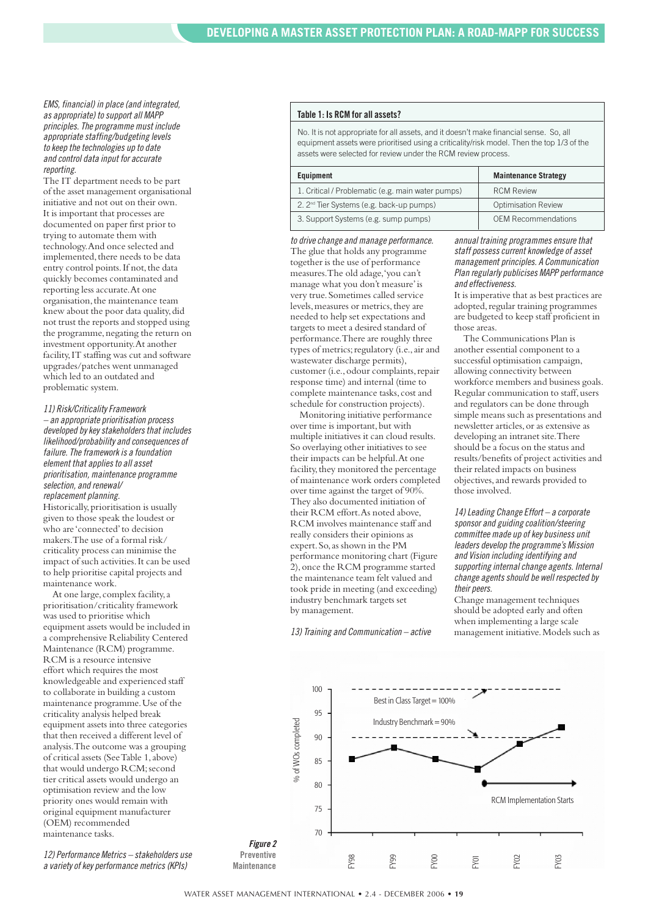*EMS, financial) in place (and integrated, as appropriate) to support all MAPP principles. The programme must include appropriate staffing/budgeting levels to keep the technologies up to date and control data input for accurate reporting.*

The IT department needs to be part of the asset management organisational initiative and not out on their own. It is important that processes are documented on paper first prior to trying to automate them with technology. And once selected and implemented, there needs to be data entry control points. If not, the data quickly becomes contaminated and reporting less accurate. At one organisation, the maintenance team knew about the poor data quality, did not trust the reports and stopped using the programme, negating the return on investment opportunity. At another facility, IT staffing was cut and software upgrades/patches went unmanaged which led to an outdated and problematic system.

*11) Risk/Criticality Framework – an appropriate prioritisation process developed by key stakeholders that includes likelihood/probability and consequences of failure. The framework is a foundation element that applies to all asset prioritisation, maintenance programme selection, and renewal/ replacement planning.*

Historically, prioritisation is usually given to those speak the loudest or who are 'connected' to decision makers. The use of a formal risk/ criticality process can minimise the impact of such activities. It can be used to help prioritise capital projects and maintenance work.

At one large, complex facility, a prioritisation/criticality framework was used to prioritise which equipment assets would be included in a comprehensive Reliability Centered Maintenance (RCM) programme. RCM is a resource intensive effort which requires the most knowledgeable and experienced staff to collaborate in building a custom maintenance programme. Use of the criticality analysis helped break equipment assets into three categories that then received a different level of analysis. The outcome was a grouping of critical assets (See Table 1, above) that would undergo RCM; second tier critical assets would undergo an optimisation review and the low priority ones would remain with original equipment manufacturer (OEM) recommended maintenance tasks.

**Table 1: Is RCM for all assets?**

No. It is not appropriate for all assets, and it doesn't make financial sense. So, all equipment assets were prioritised using a criticality/risk model. Then the top 1/3 of the assets were selected for review under the RCM review process.

| Equipment | Maintenance Strategy |
|---|---|
| 1. Critical / Problematic (e.g. main water pumps) | RCM Review |
| 2. 2nd Tier Systems (e.g. back-up pumps) | Optimisation Review |
| 3. Support Systems (e.g. sump pumps) | OEM Recommendations |

*12) Performance Metrics – stakeholders use a variety of key performance metrics (KPIs) to drive change and manage performance.*

The glue that holds any programme together is the use of performance measures. The old adage, 'you can't manage what you don't measure' is very true. Sometimes called service levels, measures or metrics, they are needed to help set expectations and targets to meet a desired standard of performance. There are roughly three types of metrics; regulatory (i.e., air and wastewater discharge permits), customer (i.e., odour complaints, repair response time) and internal (time to complete maintenance tasks, cost and schedule for construction projects).

Monitoring initiative performance over time is important, but with multiple initiatives it can cloud results. So overlaying other initiatives to see their impacts can be helpful. At one facility, they monitored the percentage of maintenance work orders completed over time against the target of 90%. They also documented initiation of their RCM effort. As noted above, RCM involves maintenance staff and really considers their opinions as expert. So, as shown in the PM performance monitoring chart (Figure 2), once the RCM programme started the maintenance team felt valued and took pride in meeting (and exceeding) industry benchmark targets set by management.

*13) Training and Communication – active annual training programmes ensure that staff possess current knowledge of asset management principles. A Communication Plan regularly publicises MAPP performance and effectiveness.*

It is imperative that as best practices are adopted, regular training programmes are budgeted to keep staff proficient in those areas.

The Communications Plan is another essential component to a successful optimisation campaign, allowing connectivity between workforce members and business goals. Regular communication to staff, users and regulators can be done through simple means such as presentations and newsletter articles, or as extensive as developing an intranet site. There should be a focus on the status and results/benefits of project activities and their related impacts on business objectives, and rewards provided to those involved.

*14) Leading Change Effort – a corporate sponsor and guiding coalition/steering committee made up of key business unit leaders develop the programme's Mission and Vision including identifying and supporting internal change agents. Internal change agents should be well respected by their peers.*

Change management techniques should be adopted early and often when implementing a large scale management initiative. Models such as

**Figure 2** Preventive Maintenance

(Chart: % of WOs completed, FY98–FY03; Best in Class Target = 100%; Industry Benchmark = 90%; RCM Implementation Starts)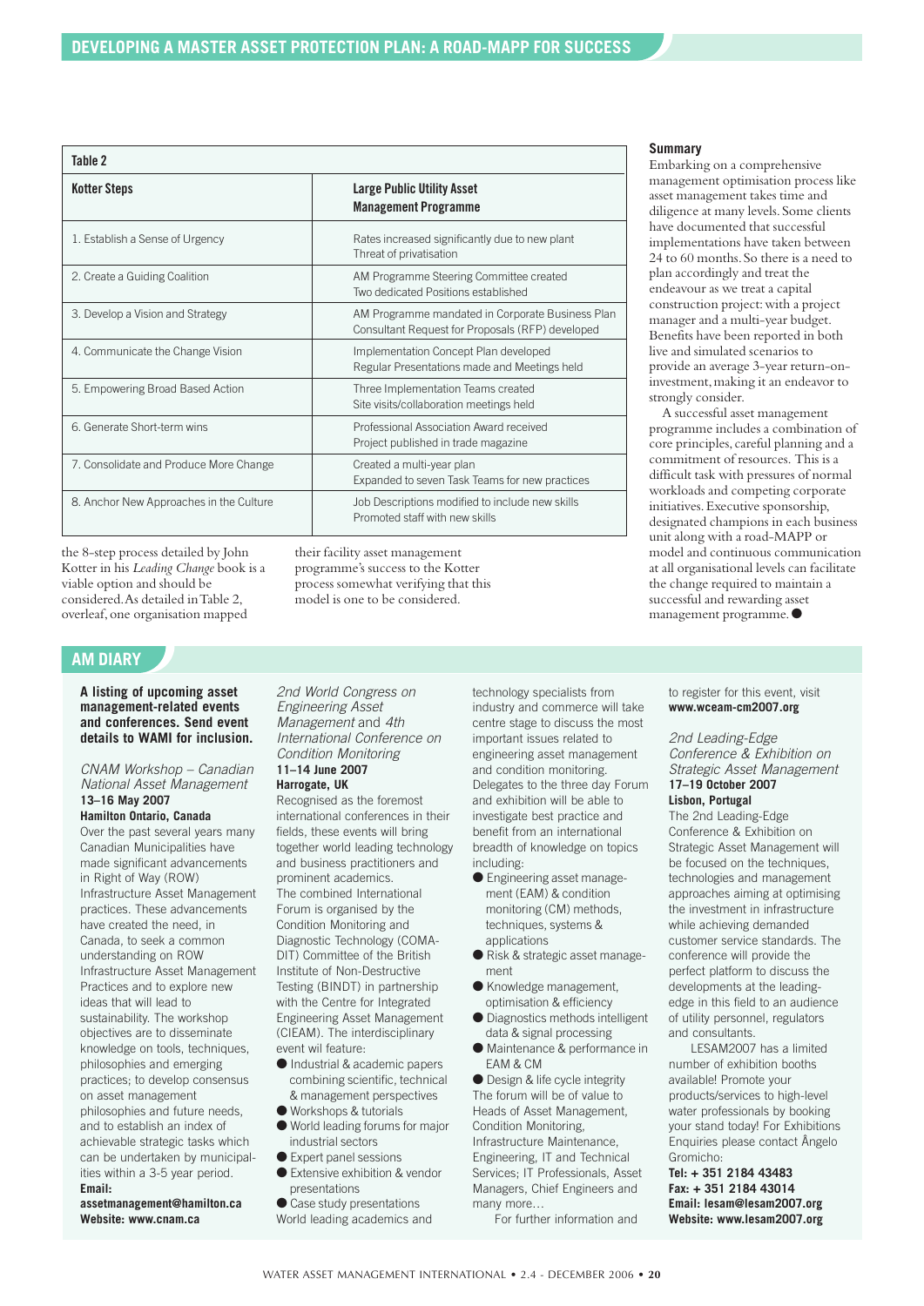## Table 2

| Kotter Steps | Large Public Utility Asset Management Programme |
|---|---|
| 1. Establish a Sense of Urgency | Rates increased significantly due to new plant<br>Threat of privatisation |
| 2. Create a Guiding Coalition | AM Programme Steering Committee created<br>Two dedicated Positions established |
| 3. Develop a Vision and Strategy | AM Programme mandated in Corporate Business Plan<br>Consultant Request for Proposals (RFP) developed |
| 4. Communicate the Change Vision | Implementation Concept Plan developed<br>Regular Presentations made and Meetings held |
| 5. Empowering Broad Based Action | Three Implementation Teams created<br>Site visits/collaboration meetings held |
| 6. Generate Short-term wins | Professional Association Award received<br>Project published in trade magazine |
| 7. Consolidate and Produce More Change | Created a multi-year plan<br>Expanded to seven Task Teams for new practices |
| 8. Anchor New Approaches in the Culture | Job Descriptions modified to include new skills<br>Promoted staff with new skills |

the 8-step process detailed by John Kotter in his *Leading Change* book is a viable option and should be considered. As detailed in Table 2, overleaf, one organisation mapped their facility asset management programme's success to the Kotter process somewhat verifying that this model is one to be considered.

### Summary

Embarking on a comprehensive management optimisation process like asset management takes time and diligence at many levels. Some clients have documented that successful implementations have taken between 24 to 60 months. So there is a need to plan accordingly and treat the endeavour as we treat a capital construction project: with a project manager and a multi-year budget. Benefits have been reported in both live and simulated scenarios to provide an average 3-year return-on-investment, making it an endeavor to strongly consider.

A successful asset management programme includes a combination of core principles, careful planning and a commitment of resources. This is a difficult task with pressures of normal workloads and competing corporate initiatives. Executive sponsorship, designated champions in each business unit along with a road-MAPP or model and continuous communication at all organisational levels can facilitate the change required to maintain a successful and rewarding asset management programme. ●

## AM DIARY

**A listing of upcoming asset management-related events and conferences. Send event details to WAMI for inclusion.**

*CNAM Workshop – Canadian National Asset Management*
**13–16 May 2007**
**Hamilton Ontario, Canada**

Over the past several years many Canadian Municipalities have made significant advancements in Right of Way (ROW) Infrastructure Asset Management practices. These advancements have created the need, in Canada, to seek a common understanding on ROW Infrastructure Asset Management Practices and to explore new ideas that will lead to sustainability. The workshop objectives are to disseminate knowledge on tools, techniques, philosophies and emerging practices; to develop consensus on asset management philosophies and future needs, and to establish an index of achievable strategic tasks which can be undertaken by municipalities within a 3-5 year period.

**Email: assetmanagement@hamilton.ca**
**Website: www.cnam.ca**

*2nd World Congress on Engineering Asset Management* and *4th International Conference on Condition Monitoring*
**11–14 June 2007**
**Harrogate, UK**

Recognised as the foremost international conferences in their fields, these events will bring together world leading technology and business practitioners and prominent academics.

The combined International Forum is organised by the Condition Monitoring and Diagnostic Technology (COMADIT) Committee of the British Institute of Non-Destructive Testing (BINDT) in partnership with the Centre for Integrated Engineering Asset Management (CIEAM). The interdisciplinary event wil feature:

- Industrial & academic papers combining scientific, technical & management perspectives
- Workshops & tutorials
- World leading forums for major industrial sectors
- Expert panel sessions
- Extensive exhibition & vendor presentations
- Case study presentations

World leading academics and technology specialists from industry and commerce will take centre stage to discuss the most important issues related to engineering asset management and condition monitoring. Delegates to the three day Forum and exhibition will be able to investigate best practice and benefit from an international breadth of knowledge on topics including:

- Engineering asset management (EAM) & condition monitoring (CM) methods, techniques, systems & applications
- Risk & strategic asset management
- Knowledge management, optimisation & efficiency
- Diagnostics methods intelligent data & signal processing
- Maintenance & performance in EAM & CM
- Design & life cycle integrity

The forum will be of value to Heads of Asset Management, Condition Monitoring, Infrastructure Maintenance, Engineering, IT and Technical Services; IT Professionals, Asset Managers, Chief Engineers and many more…

For further information and to register for this event, visit **www.wceam-cm2007.org**

*2nd Leading-Edge Conference & Exhibition on Strategic Asset Management*
**17–19 October 2007**
**Lisbon, Portugal**

The 2nd Leading-Edge Conference & Exhibition on Strategic Asset Management will be focused on the techniques, technologies and management approaches aiming at optimising the investment in infrastructure while achieving demanded customer service standards. The conference will provide the perfect platform to discuss the developments at the leading-edge in this field to an audience of utility personnel, regulators and consultants.

LESAM2007 has a limited number of exhibition booths available! Promote your products/services to high-level water professionals by booking your stand today! For Exhibitions Enquiries please contact Ângelo Gromicho:

**Tel: + 351 2184 43483**
**Fax: + 351 2184 43014**
**Email: lesam@lesam2007.org**
**Website: www.lesam2007.org**